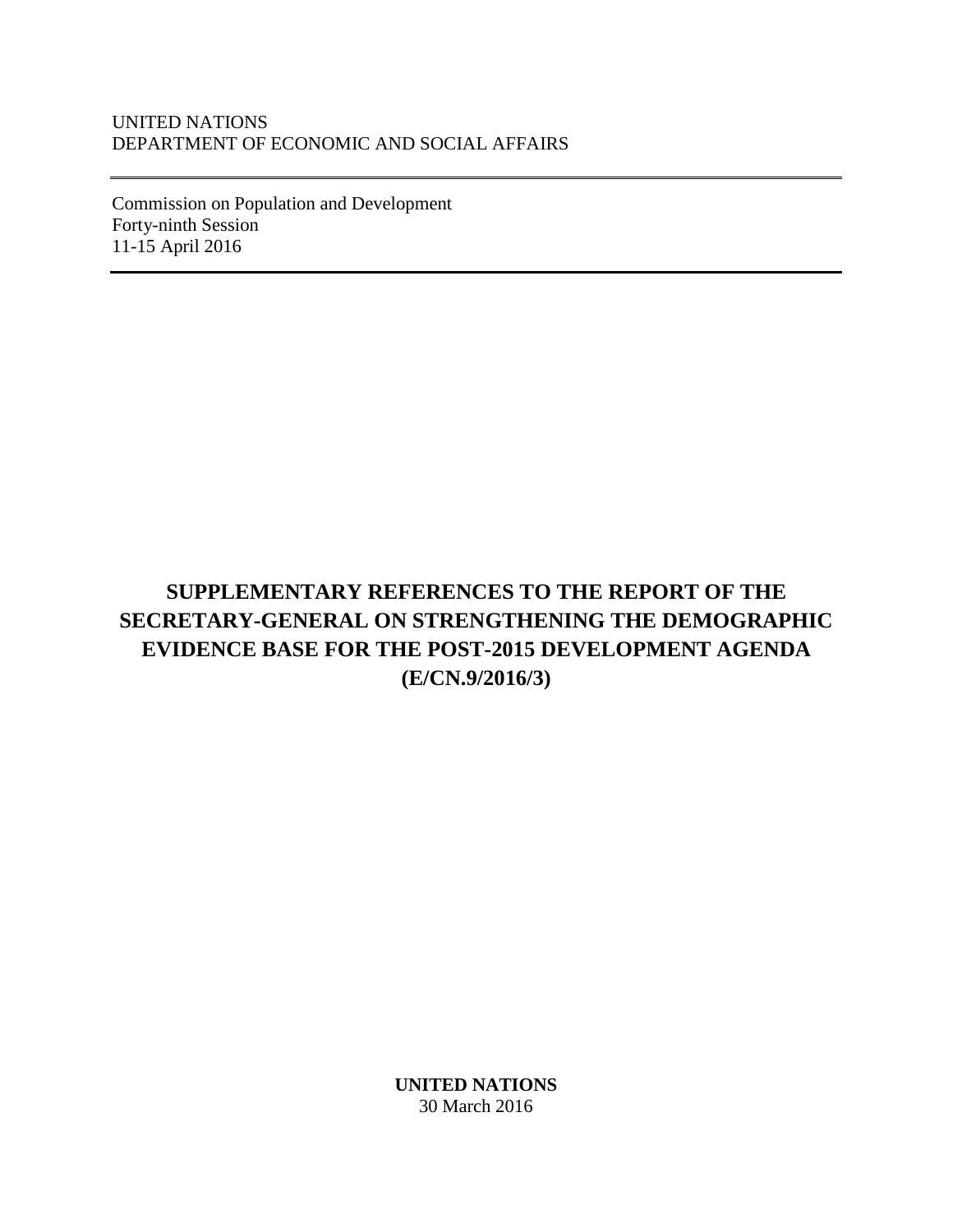UNITED NATIONS
DEPARTMENT OF ECONOMIC AND SOCIAL AFFAIRS

Commission on Population and Development
Forty-ninth Session
11-15 April 2016

# SUPPLEMENTARY REFERENCES TO THE REPORT OF THE SECRETARY-GENERAL ON STRENGTHENING THE DEMOGRAPHIC EVIDENCE BASE FOR THE POST-2015 DEVELOPMENT AGENDA (E/CN.9/2016/3)

**UNITED NATIONS**
30 March 2016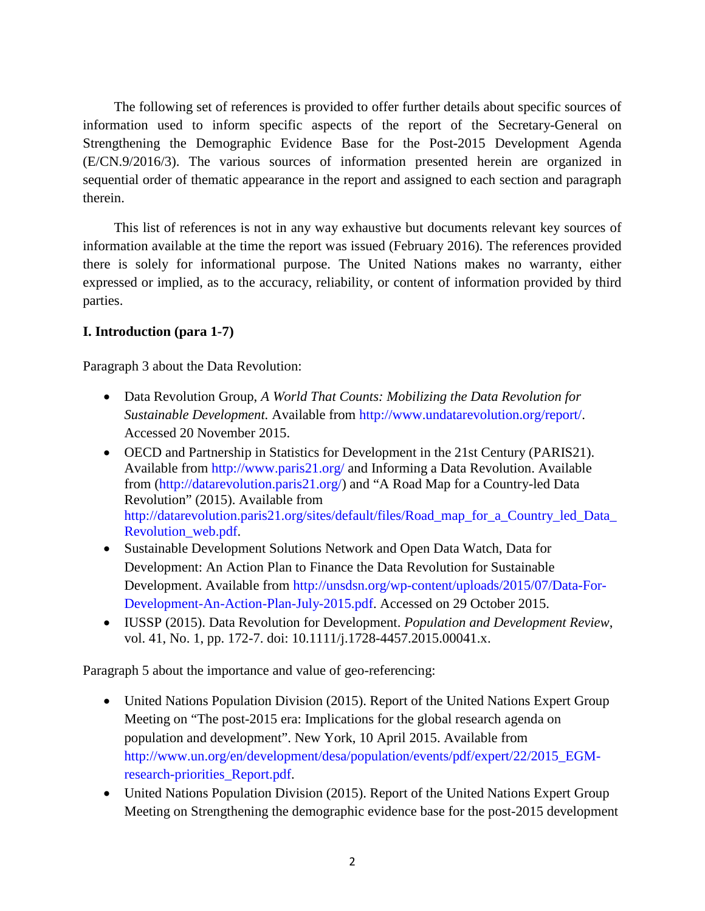The following set of references is provided to offer further details about specific sources of information used to inform specific aspects of the report of the Secretary-General on Strengthening the Demographic Evidence Base for the Post-2015 Development Agenda (E/CN.9/2016/3). The various sources of information presented herein are organized in sequential order of thematic appearance in the report and assigned to each section and paragraph therein.

This list of references is not in any way exhaustive but documents relevant key sources of information available at the time the report was issued (February 2016). The references provided there is solely for informational purpose. The United Nations makes no warranty, either expressed or implied, as to the accuracy, reliability, or content of information provided by third parties.

**I. Introduction (para 1-7)**

Paragraph 3 about the Data Revolution:

- Data Revolution Group, *A World That Counts: Mobilizing the Data Revolution for Sustainable Development.* Available from http://www.undatarevolution.org/report/. Accessed 20 November 2015.
- OECD and Partnership in Statistics for Development in the 21st Century (PARIS21). Available from http://www.paris21.org/ and Informing a Data Revolution. Available from (http://datarevolution.paris21.org/) and "A Road Map for a Country-led Data Revolution" (2015). Available from http://datarevolution.paris21.org/sites/default/files/Road_map_for_a_Country_led_Data_Revolution_web.pdf.
- Sustainable Development Solutions Network and Open Data Watch, Data for Development: An Action Plan to Finance the Data Revolution for Sustainable Development. Available from http://unsdsn.org/wp-content/uploads/2015/07/Data-For-Development-An-Action-Plan-July-2015.pdf. Accessed on 29 October 2015.
- IUSSP (2015). Data Revolution for Development. *Population and Development Review*, vol. 41, No. 1, pp. 172-7. doi: 10.1111/j.1728-4457.2015.00041.x.

Paragraph 5 about the importance and value of geo-referencing:

- United Nations Population Division (2015). Report of the United Nations Expert Group Meeting on "The post-2015 era: Implications for the global research agenda on population and development". New York, 10 April 2015. Available from http://www.un.org/en/development/desa/population/events/pdf/expert/22/2015_EGM-research-priorities_Report.pdf.
- United Nations Population Division (2015). Report of the United Nations Expert Group Meeting on Strengthening the demographic evidence base for the post-2015 development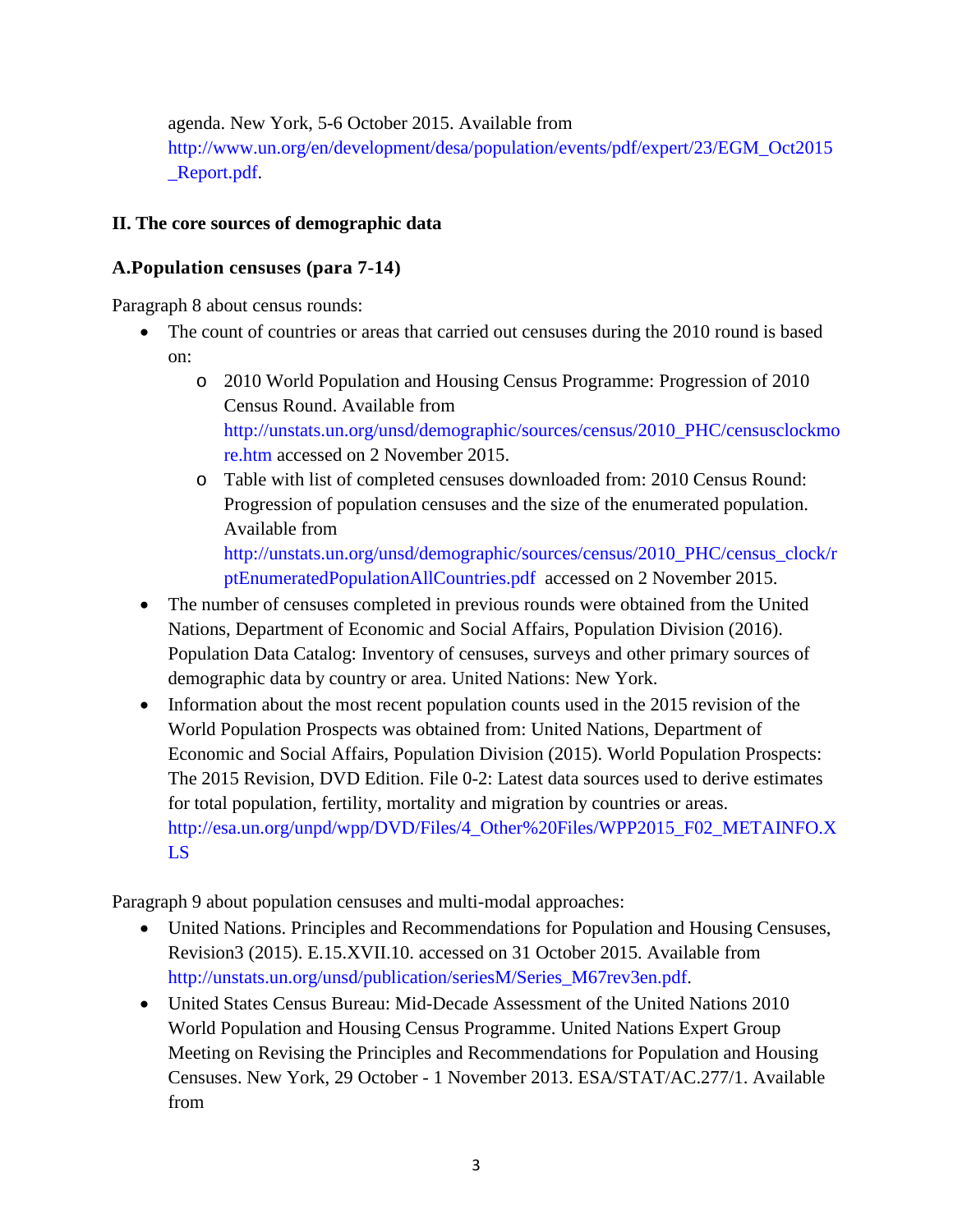agenda. New York, 5-6 October 2015. Available from http://www.un.org/en/development/desa/population/events/pdf/expert/23/EGM_Oct2015_Report.pdf.

## II. The core sources of demographic data

### A.Population censuses (para 7-14)

Paragraph 8 about census rounds:

- The count of countries or areas that carried out censuses during the 2010 round is based on:
  - 2010 World Population and Housing Census Programme: Progression of 2010 Census Round. Available from http://unstats.un.org/unsd/demographic/sources/census/2010_PHC/censusclockmore.htm accessed on 2 November 2015.
  - Table with list of completed censuses downloaded from: 2010 Census Round: Progression of population censuses and the size of the enumerated population. Available from http://unstats.un.org/unsd/demographic/sources/census/2010_PHC/census_clock/rptEnumeratedPopulationAllCountries.pdf accessed on 2 November 2015.
- The number of censuses completed in previous rounds were obtained from the United Nations, Department of Economic and Social Affairs, Population Division (2016). Population Data Catalog: Inventory of censuses, surveys and other primary sources of demographic data by country or area. United Nations: New York.
- Information about the most recent population counts used in the 2015 revision of the World Population Prospects was obtained from: United Nations, Department of Economic and Social Affairs, Population Division (2015). World Population Prospects: The 2015 Revision, DVD Edition. File 0-2: Latest data sources used to derive estimates for total population, fertility, mortality and migration by countries or areas. http://esa.un.org/unpd/wpp/DVD/Files/4_Other%20Files/WPP2015_F02_METAINFO.XLS

Paragraph 9 about population censuses and multi-modal approaches:

- United Nations. Principles and Recommendations for Population and Housing Censuses, Revision3 (2015). E.15.XVII.10. accessed on 31 October 2015. Available from http://unstats.un.org/unsd/publication/seriesM/Series_M67rev3en.pdf.
- United States Census Bureau: Mid-Decade Assessment of the United Nations 2010 World Population and Housing Census Programme. United Nations Expert Group Meeting on Revising the Principles and Recommendations for Population and Housing Censuses. New York, 29 October - 1 November 2013. ESA/STAT/AC.277/1. Available from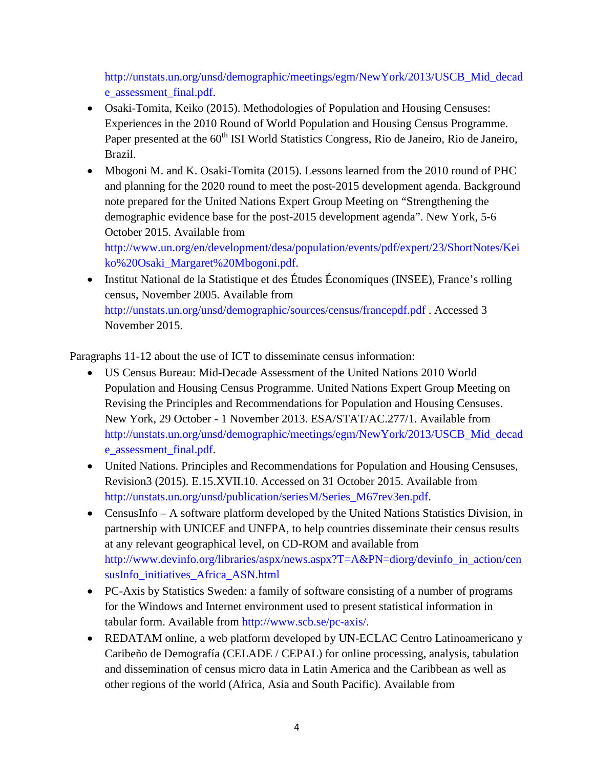http://unstats.un.org/unsd/demographic/meetings/egm/NewYork/2013/USCB_Mid_decade_assessment_final.pdf.

- Osaki-Tomita, Keiko (2015). Methodologies of Population and Housing Censuses: Experiences in the 2010 Round of World Population and Housing Census Programme. Paper presented at the 60th ISI World Statistics Congress, Rio de Janeiro, Rio de Janeiro, Brazil.
- Mbogoni M. and K. Osaki-Tomita (2015). Lessons learned from the 2010 round of PHC and planning for the 2020 round to meet the post-2015 development agenda. Background note prepared for the United Nations Expert Group Meeting on "Strengthening the demographic evidence base for the post-2015 development agenda". New York, 5-6 October 2015. Available from http://www.un.org/en/development/desa/population/events/pdf/expert/23/ShortNotes/Keiko%20Osaki_Margaret%20Mbogoni.pdf.
- Institut National de la Statistique et des Études Économiques (INSEE), France's rolling census, November 2005. Available from http://unstats.un.org/unsd/demographic/sources/census/francepdf.pdf . Accessed 3 November 2015.

Paragraphs 11-12 about the use of ICT to disseminate census information:

- US Census Bureau: Mid-Decade Assessment of the United Nations 2010 World Population and Housing Census Programme. United Nations Expert Group Meeting on Revising the Principles and Recommendations for Population and Housing Censuses. New York, 29 October - 1 November 2013. ESA/STAT/AC.277/1. Available from http://unstats.un.org/unsd/demographic/meetings/egm/NewYork/2013/USCB_Mid_decade_assessment_final.pdf.
- United Nations. Principles and Recommendations for Population and Housing Censuses, Revision3 (2015). E.15.XVII.10. Accessed on 31 October 2015. Available from http://unstats.un.org/unsd/publication/seriesM/Series_M67rev3en.pdf.
- CensusInfo – A software platform developed by the United Nations Statistics Division, in partnership with UNICEF and UNFPA, to help countries disseminate their census results at any relevant geographical level, on CD-ROM and available from http://www.devinfo.org/libraries/aspx/news.aspx?T=A&PN=diorg/devinfo_in_action/censusInfo_initiatives_Africa_ASN.html
- PC-Axis by Statistics Sweden: a family of software consisting of a number of programs for the Windows and Internet environment used to present statistical information in tabular form. Available from http://www.scb.se/pc-axis/.
- REDATAM online, a web platform developed by UN-ECLAC Centro Latinoamericano y Caribeño de Demografía (CELADE / CEPAL) for online processing, analysis, tabulation and dissemination of census micro data in Latin America and the Caribbean as well as other regions of the world (Africa, Asia and South Pacific). Available from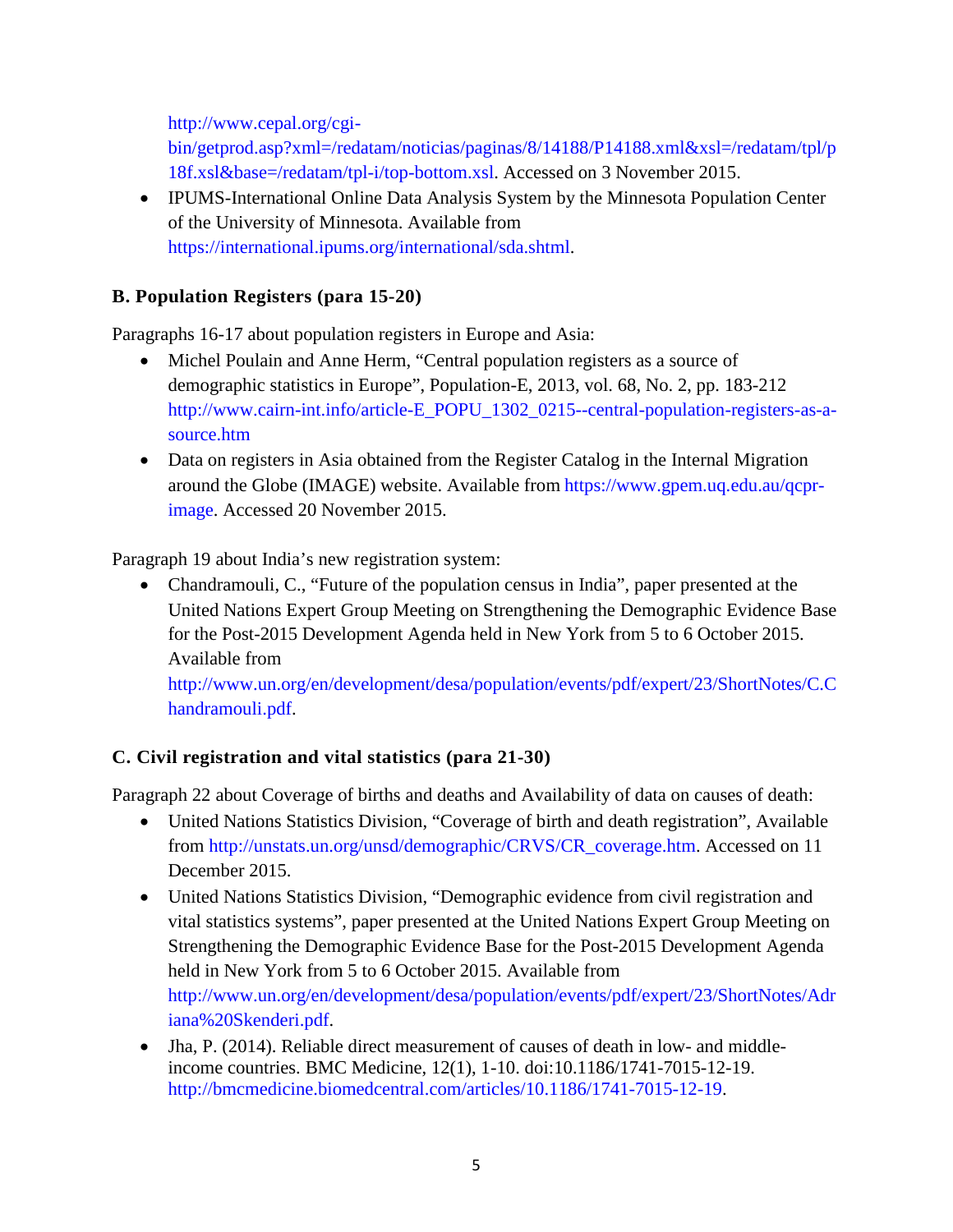http://www.cepal.org/cgi-bin/getprod.asp?xml=/redatam/noticias/paginas/8/14188/P14188.xml&xsl=/redatam/tpl/p18f.xsl&base=/redatam/tpl-i/top-bottom.xsl. Accessed on 3 November 2015.

- IPUMS-International Online Data Analysis System by the Minnesota Population Center of the University of Minnesota. Available from https://international.ipums.org/international/sda.shtml.

### B. Population Registers (para 15-20)

Paragraphs 16-17 about population registers in Europe and Asia:

- Michel Poulain and Anne Herm, "Central population registers as a source of demographic statistics in Europe", Population-E, 2013, vol. 68, No. 2, pp. 183-212 http://www.cairn-int.info/article-E_POPU_1302_0215--central-population-registers-as-a-source.htm
- Data on registers in Asia obtained from the Register Catalog in the Internal Migration around the Globe (IMAGE) website. Available from https://www.gpem.uq.edu.au/qcpr-image. Accessed 20 November 2015.

Paragraph 19 about India's new registration system:

- Chandramouli, C., "Future of the population census in India", paper presented at the United Nations Expert Group Meeting on Strengthening the Demographic Evidence Base for the Post-2015 Development Agenda held in New York from 5 to 6 October 2015. Available from http://www.un.org/en/development/desa/population/events/pdf/expert/23/ShortNotes/C.Chandramouli.pdf.

### C. Civil registration and vital statistics (para 21-30)

Paragraph 22 about Coverage of births and deaths and Availability of data on causes of death:

- United Nations Statistics Division, "Coverage of birth and death registration", Available from http://unstats.un.org/unsd/demographic/CRVS/CR_coverage.htm. Accessed on 11 December 2015.
- United Nations Statistics Division, "Demographic evidence from civil registration and vital statistics systems", paper presented at the United Nations Expert Group Meeting on Strengthening the Demographic Evidence Base for the Post-2015 Development Agenda held in New York from 5 to 6 October 2015. Available from http://www.un.org/en/development/desa/population/events/pdf/expert/23/ShortNotes/Adriana%20Skenderi.pdf.
- Jha, P. (2014). Reliable direct measurement of causes of death in low- and middle-income countries. BMC Medicine, 12(1), 1-10. doi:10.1186/1741-7015-12-19. http://bmcmedicine.biomedcentral.com/articles/10.1186/1741-7015-12-19.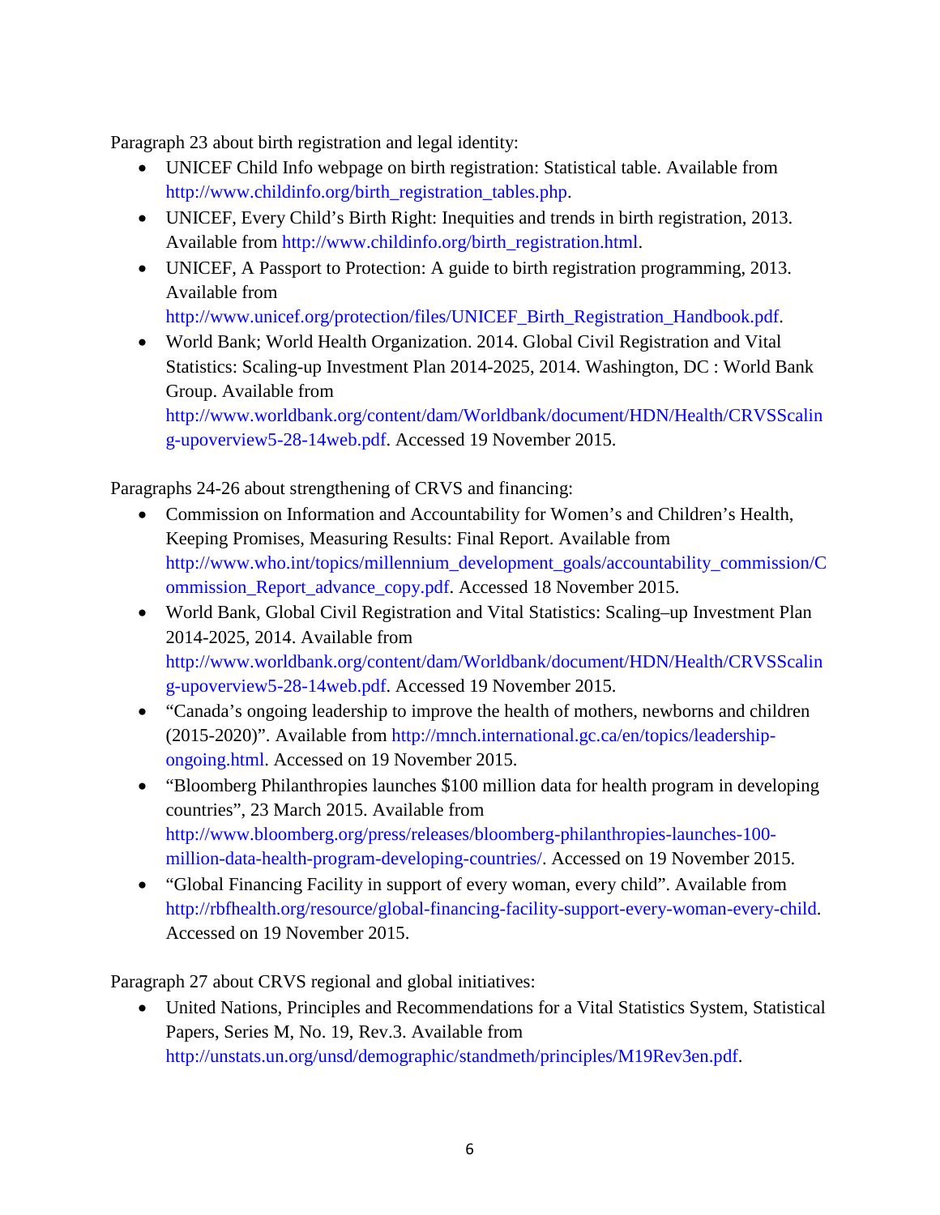Paragraph 23 about birth registration and legal identity:

- UNICEF Child Info webpage on birth registration: Statistical table. Available from http://www.childinfo.org/birth_registration_tables.php.
- UNICEF, Every Child's Birth Right: Inequities and trends in birth registration, 2013. Available from http://www.childinfo.org/birth_registration.html.
- UNICEF, A Passport to Protection: A guide to birth registration programming, 2013. Available from http://www.unicef.org/protection/files/UNICEF_Birth_Registration_Handbook.pdf.
- World Bank; World Health Organization. 2014. Global Civil Registration and Vital Statistics: Scaling-up Investment Plan 2014-2025, 2014. Washington, DC : World Bank Group. Available from http://www.worldbank.org/content/dam/Worldbank/document/HDN/Health/CRVSScaling-upoverview5-28-14web.pdf. Accessed 19 November 2015.

Paragraphs 24-26 about strengthening of CRVS and financing:

- Commission on Information and Accountability for Women's and Children's Health, Keeping Promises, Measuring Results: Final Report. Available from http://www.who.int/topics/millennium_development_goals/accountability_commission/Commission_Report_advance_copy.pdf. Accessed 18 November 2015.
- World Bank, Global Civil Registration and Vital Statistics: Scaling–up Investment Plan 2014-2025, 2014. Available from http://www.worldbank.org/content/dam/Worldbank/document/HDN/Health/CRVSScaling-upoverview5-28-14web.pdf. Accessed 19 November 2015.
- "Canada's ongoing leadership to improve the health of mothers, newborns and children (2015-2020)". Available from http://mnch.international.gc.ca/en/topics/leadership-ongoing.html. Accessed on 19 November 2015.
- "Bloomberg Philanthropies launches $100 million data for health program in developing countries", 23 March 2015. Available from http://www.bloomberg.org/press/releases/bloomberg-philanthropies-launches-100-million-data-health-program-developing-countries/. Accessed on 19 November 2015.
- "Global Financing Facility in support of every woman, every child". Available from http://rbfhealth.org/resource/global-financing-facility-support-every-woman-every-child. Accessed on 19 November 2015.

Paragraph 27 about CRVS regional and global initiatives:

- United Nations, Principles and Recommendations for a Vital Statistics System, Statistical Papers, Series M, No. 19, Rev.3. Available from http://unstats.un.org/unsd/demographic/standmeth/principles/M19Rev3en.pdf.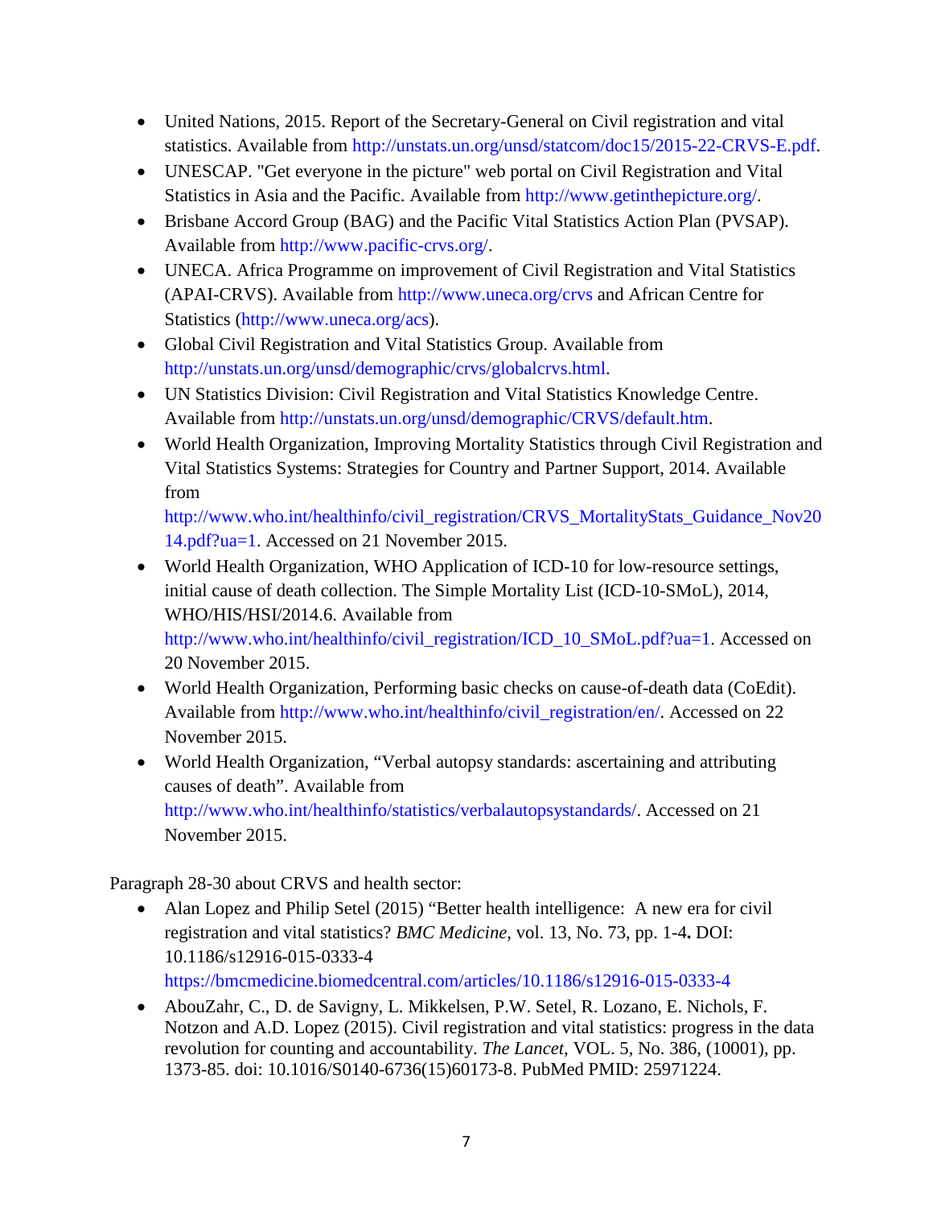- United Nations, 2015. Report of the Secretary-General on Civil registration and vital statistics. Available from http://unstats.un.org/unsd/statcom/doc15/2015-22-CRVS-E.pdf.
- UNESCAP. "Get everyone in the picture" web portal on Civil Registration and Vital Statistics in Asia and the Pacific. Available from http://www.getinthepicture.org/.
- Brisbane Accord Group (BAG) and the Pacific Vital Statistics Action Plan (PVSAP). Available from http://www.pacific-crvs.org/.
- UNECA. Africa Programme on improvement of Civil Registration and Vital Statistics (APAI-CRVS). Available from http://www.uneca.org/crvs and African Centre for Statistics (http://www.uneca.org/acs).
- Global Civil Registration and Vital Statistics Group. Available from http://unstats.un.org/unsd/demographic/crvs/globalcrvs.html.
- UN Statistics Division: Civil Registration and Vital Statistics Knowledge Centre. Available from http://unstats.un.org/unsd/demographic/CRVS/default.htm.
- World Health Organization, Improving Mortality Statistics through Civil Registration and Vital Statistics Systems: Strategies for Country and Partner Support, 2014. Available from http://www.who.int/healthinfo/civil_registration/CRVS_MortalityStats_Guidance_Nov2014.pdf?ua=1. Accessed on 21 November 2015.
- World Health Organization, WHO Application of ICD-10 for low-resource settings, initial cause of death collection. The Simple Mortality List (ICD-10-SMoL), 2014, WHO/HIS/HSI/2014.6. Available from http://www.who.int/healthinfo/civil_registration/ICD_10_SMoL.pdf?ua=1. Accessed on 20 November 2015.
- World Health Organization, Performing basic checks on cause-of-death data (CoEdit). Available from http://www.who.int/healthinfo/civil_registration/en/. Accessed on 22 November 2015.
- World Health Organization, "Verbal autopsy standards: ascertaining and attributing causes of death". Available from http://www.who.int/healthinfo/statistics/verbalautopsystandards/. Accessed on 21 November 2015.

Paragraph 28-30 about CRVS and health sector:

- Alan Lopez and Philip Setel (2015) "Better health intelligence: A new era for civil registration and vital statistics? *BMC Medicine*, vol. 13, No. 73, pp. 1-4**.** DOI: 10.1186/s12916-015-0333-4 https://bmcmedicine.biomedcentral.com/articles/10.1186/s12916-015-0333-4
- AbouZahr, C., D. de Savigny, L. Mikkelsen, P.W. Setel, R. Lozano, E. Nichols, F. Notzon and A.D. Lopez (2015). Civil registration and vital statistics: progress in the data revolution for counting and accountability. *The Lancet*, VOL. 5, No. 386, (10001), pp. 1373-85. doi: 10.1016/S0140-6736(15)60173-8. PubMed PMID: 25971224.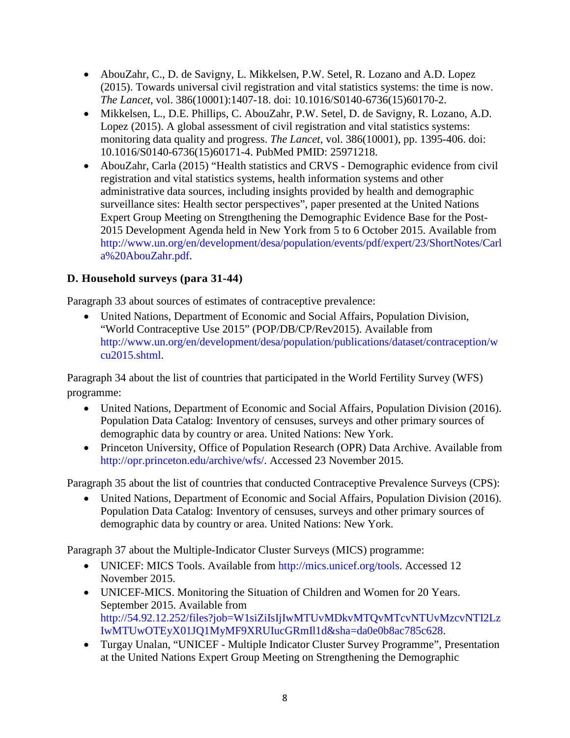- AbouZahr, C., D. de Savigny, L. Mikkelsen, P.W. Setel, R. Lozano and A.D. Lopez (2015). Towards universal civil registration and vital statistics systems: the time is now. *The Lancet*, vol. 386(10001):1407-18. doi: 10.1016/S0140-6736(15)60170-2.
- Mikkelsen, L., D.E. Phillips, C. AbouZahr, P.W. Setel, D. de Savigny, R. Lozano, A.D. Lopez (2015). A global assessment of civil registration and vital statistics systems: monitoring data quality and progress. *The Lancet*, vol. 386(10001), pp. 1395-406. doi: 10.1016/S0140-6736(15)60171-4. PubMed PMID: 25971218.
- AbouZahr, Carla (2015) "Health statistics and CRVS - Demographic evidence from civil registration and vital statistics systems, health information systems and other administrative data sources, including insights provided by health and demographic surveillance sites: Health sector perspectives", paper presented at the United Nations Expert Group Meeting on Strengthening the Demographic Evidence Base for the Post-2015 Development Agenda held in New York from 5 to 6 October 2015. Available from http://www.un.org/en/development/desa/population/events/pdf/expert/23/ShortNotes/Carla%20AbouZahr.pdf.

### D. Household surveys (para 31-44)

Paragraph 33 about sources of estimates of contraceptive prevalence:

- United Nations, Department of Economic and Social Affairs, Population Division, "World Contraceptive Use 2015" (POP/DB/CP/Rev2015). Available from http://www.un.org/en/development/desa/population/publications/dataset/contraception/wcu2015.shtml.

Paragraph 34 about the list of countries that participated in the World Fertility Survey (WFS) programme:

- United Nations, Department of Economic and Social Affairs, Population Division (2016). Population Data Catalog: Inventory of censuses, surveys and other primary sources of demographic data by country or area. United Nations: New York.
- Princeton University, Office of Population Research (OPR) Data Archive. Available from http://opr.princeton.edu/archive/wfs/. Accessed 23 November 2015.

Paragraph 35 about the list of countries that conducted Contraceptive Prevalence Surveys (CPS):

- United Nations, Department of Economic and Social Affairs, Population Division (2016). Population Data Catalog: Inventory of censuses, surveys and other primary sources of demographic data by country or area. United Nations: New York.

Paragraph 37 about the Multiple-Indicator Cluster Surveys (MICS) programme:

- UNICEF: MICS Tools. Available from http://mics.unicef.org/tools. Accessed 12 November 2015.
- UNICEF-MICS. Monitoring the Situation of Children and Women for 20 Years. September 2015. Available from http://54.92.12.252/files?job=W1siZiIsIjIwMTUvMDkvMTQvMTcvNTUvMzcvNTI2LzIwMTUwOTEyX01JQ1MyMF9XRUIucGRmIl1d&sha=da0e0b8ac785c628.
- Turgay Unalan, "UNICEF - Multiple Indicator Cluster Survey Programme", Presentation at the United Nations Expert Group Meeting on Strengthening the Demographic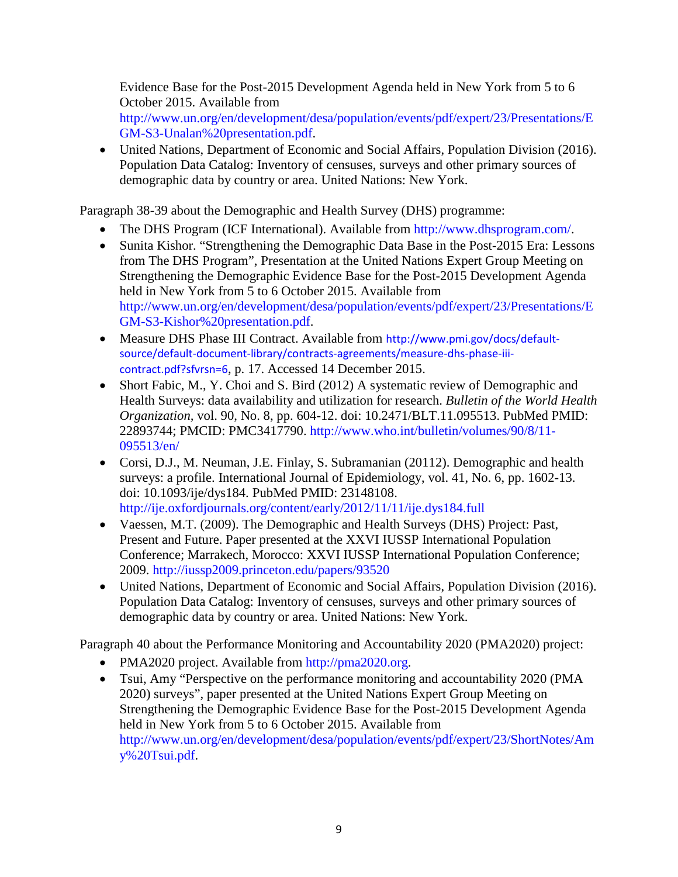Evidence Base for the Post-2015 Development Agenda held in New York from 5 to 6 October 2015. Available from http://www.un.org/en/development/desa/population/events/pdf/expert/23/Presentations/EGM-S3-Unalan%20presentation.pdf.

- United Nations, Department of Economic and Social Affairs, Population Division (2016). Population Data Catalog: Inventory of censuses, surveys and other primary sources of demographic data by country or area. United Nations: New York.

Paragraph 38-39 about the Demographic and Health Survey (DHS) programme:

- The DHS Program (ICF International). Available from http://www.dhsprogram.com/.
- Sunita Kishor. "Strengthening the Demographic Data Base in the Post-2015 Era: Lessons from The DHS Program", Presentation at the United Nations Expert Group Meeting on Strengthening the Demographic Evidence Base for the Post-2015 Development Agenda held in New York from 5 to 6 October 2015. Available from http://www.un.org/en/development/desa/population/events/pdf/expert/23/Presentations/EGM-S3-Kishor%20presentation.pdf.
- Measure DHS Phase III Contract. Available from http://www.pmi.gov/docs/default-source/default-document-library/contracts-agreements/measure-dhs-phase-iii-contract.pdf?sfvrsn=6, p. 17. Accessed 14 December 2015.
- Short Fabic, M., Y. Choi and S. Bird (2012) A systematic review of Demographic and Health Surveys: data availability and utilization for research. *Bulletin of the World Health Organization*, vol. 90, No. 8, pp. 604-12. doi: 10.2471/BLT.11.095513. PubMed PMID: 22893744; PMCID: PMC3417790. http://www.who.int/bulletin/volumes/90/8/11-095513/en/
- Corsi, D.J., M. Neuman, J.E. Finlay, S. Subramanian (20112). Demographic and health surveys: a profile. International Journal of Epidemiology, vol. 41, No. 6, pp. 1602-13. doi: 10.1093/ije/dys184. PubMed PMID: 23148108. http://ije.oxfordjournals.org/content/early/2012/11/11/ije.dys184.full
- Vaessen, M.T. (2009). The Demographic and Health Surveys (DHS) Project: Past, Present and Future. Paper presented at the XXVI IUSSP International Population Conference; Marrakech, Morocco: XXVI IUSSP International Population Conference; 2009. http://iussp2009.princeton.edu/papers/93520
- United Nations, Department of Economic and Social Affairs, Population Division (2016). Population Data Catalog: Inventory of censuses, surveys and other primary sources of demographic data by country or area. United Nations: New York.

Paragraph 40 about the Performance Monitoring and Accountability 2020 (PMA2020) project:

- PMA2020 project. Available from http://pma2020.org.
- Tsui, Amy "Perspective on the performance monitoring and accountability 2020 (PMA 2020) surveys", paper presented at the United Nations Expert Group Meeting on Strengthening the Demographic Evidence Base for the Post-2015 Development Agenda held in New York from 5 to 6 October 2015. Available from http://www.un.org/en/development/desa/population/events/pdf/expert/23/ShortNotes/Amy%20Tsui.pdf.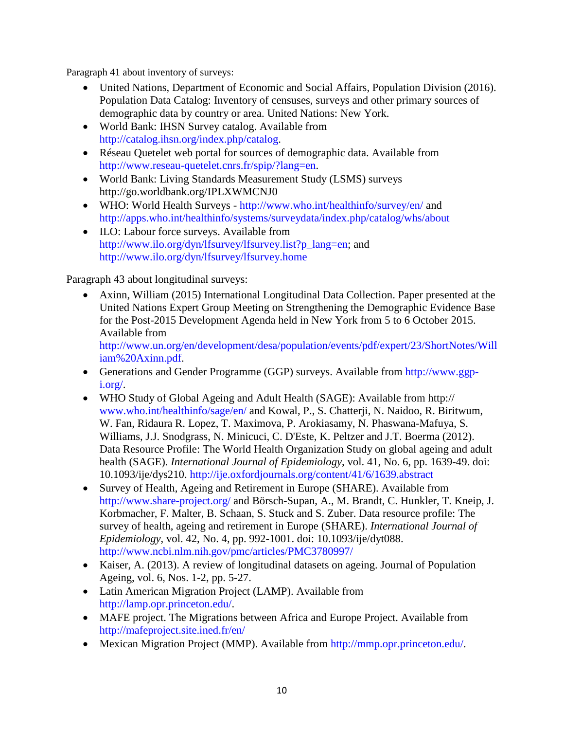Paragraph 41 about inventory of surveys:

- United Nations, Department of Economic and Social Affairs, Population Division (2016). Population Data Catalog: Inventory of censuses, surveys and other primary sources of demographic data by country or area. United Nations: New York.
- World Bank: IHSN Survey catalog. Available from http://catalog.ihsn.org/index.php/catalog.
- Réseau Quetelet web portal for sources of demographic data. Available from http://www.reseau-quetelet.cnrs.fr/spip/?lang=en.
- World Bank: Living Standards Measurement Study (LSMS) surveys http://go.worldbank.org/IPLXWMCNJ0
- WHO: World Health Surveys - http://www.who.int/healthinfo/survey/en/ and http://apps.who.int/healthinfo/systems/surveydata/index.php/catalog/whs/about
- ILO: Labour force surveys. Available from http://www.ilo.org/dyn/lfsurvey/lfsurvey.list?p_lang=en; and http://www.ilo.org/dyn/lfsurvey/lfsurvey.home

Paragraph 43 about longitudinal surveys:

- Axinn, William (2015) International Longitudinal Data Collection. Paper presented at the United Nations Expert Group Meeting on Strengthening the Demographic Evidence Base for the Post-2015 Development Agenda held in New York from 5 to 6 October 2015. Available from http://www.un.org/en/development/desa/population/events/pdf/expert/23/ShortNotes/William%20Axinn.pdf.
- Generations and Gender Programme (GGP) surveys. Available from http://www.ggp-i.org/.
- WHO Study of Global Ageing and Adult Health (SAGE): Available from http://www.who.int/healthinfo/sage/en/ and Kowal, P., S. Chatterji, N. Naidoo, R. Biritwum, W. Fan, Ridaura R. Lopez, T. Maximova, P. Arokiasamy, N. Phaswana-Mafuya, S. Williams, J.J. Snodgrass, N. Minicuci, C. D'Este, K. Peltzer and J.T. Boerma (2012). Data Resource Profile: The World Health Organization Study on global ageing and adult health (SAGE). *International Journal of Epidemiology*, vol. 41, No. 6, pp. 1639-49. doi: 10.1093/ije/dys210. http://ije.oxfordjournals.org/content/41/6/1639.abstract
- Survey of Health, Ageing and Retirement in Europe (SHARE). Available from http://www.share-project.org/ and Börsch-Supan, A., M. Brandt, C. Hunkler, T. Kneip, J. Korbmacher, F. Malter, B. Schaan, S. Stuck and S. Zuber. Data resource profile: The survey of health, ageing and retirement in Europe (SHARE). *International Journal of Epidemiology*, vol. 42, No. 4, pp. 992-1001. doi: 10.1093/ije/dyt088. http://www.ncbi.nlm.nih.gov/pmc/articles/PMC3780997/
- Kaiser, A. (2013). A review of longitudinal datasets on ageing. Journal of Population Ageing, vol. 6, Nos. 1-2, pp. 5-27.
- Latin American Migration Project (LAMP). Available from http://lamp.opr.princeton.edu/.
- MAFE project. The Migrations between Africa and Europe Project. Available from http://mafeproject.site.ined.fr/en/
- Mexican Migration Project (MMP). Available from http://mmp.opr.princeton.edu/.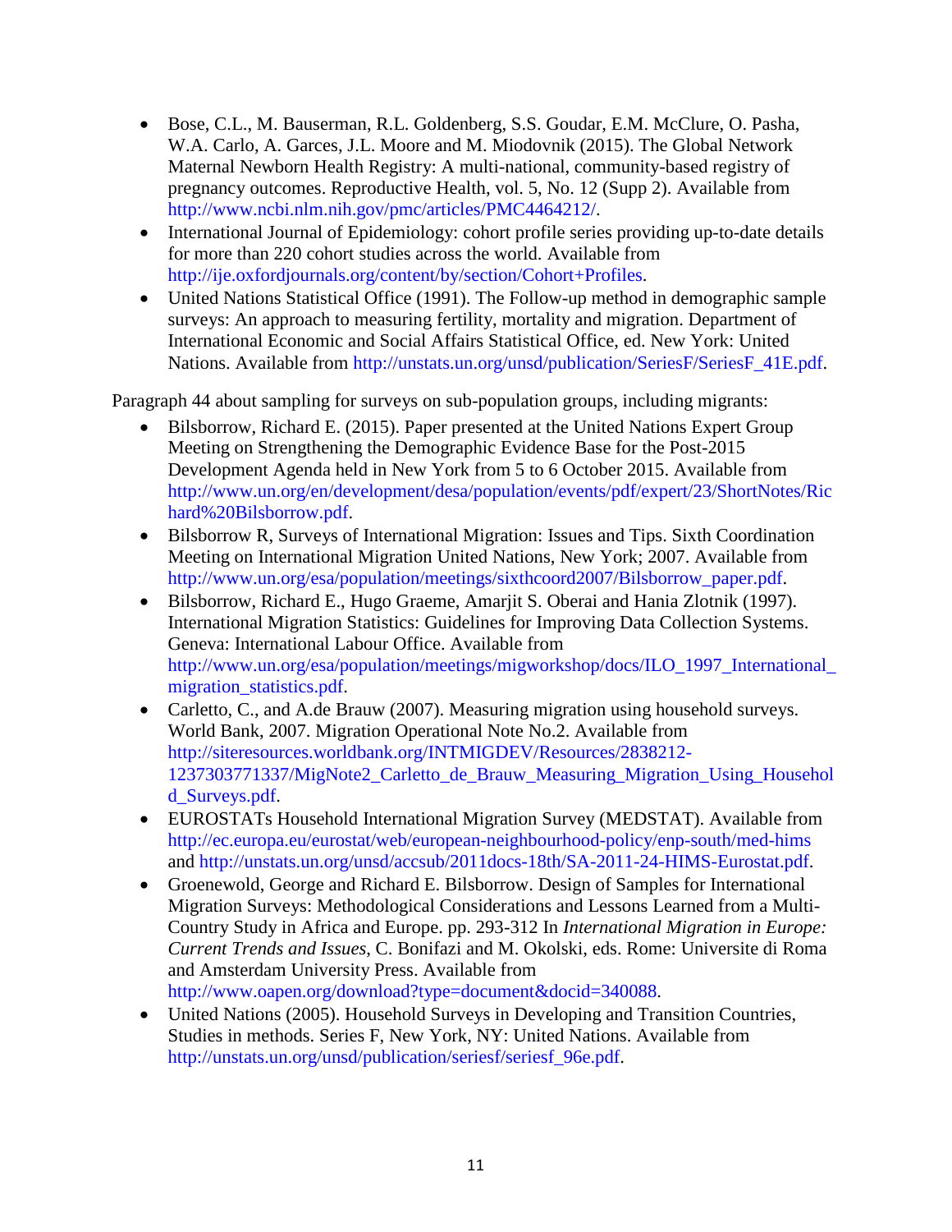- Bose, C.L., M. Bauserman, R.L. Goldenberg, S.S. Goudar, E.M. McClure, O. Pasha, W.A. Carlo, A. Garces, J.L. Moore and M. Miodovnik (2015). The Global Network Maternal Newborn Health Registry: A multi-national, community-based registry of pregnancy outcomes. Reproductive Health, vol. 5, No. 12 (Supp 2). Available from http://www.ncbi.nlm.nih.gov/pmc/articles/PMC4464212/.
- International Journal of Epidemiology: cohort profile series providing up-to-date details for more than 220 cohort studies across the world. Available from http://ije.oxfordjournals.org/content/by/section/Cohort+Profiles.
- United Nations Statistical Office (1991). The Follow-up method in demographic sample surveys: An approach to measuring fertility, mortality and migration. Department of International Economic and Social Affairs Statistical Office, ed. New York: United Nations. Available from http://unstats.un.org/unsd/publication/SeriesF/SeriesF_41E.pdf.

Paragraph 44 about sampling for surveys on sub-population groups, including migrants:

- Bilsborrow, Richard E. (2015). Paper presented at the United Nations Expert Group Meeting on Strengthening the Demographic Evidence Base for the Post-2015 Development Agenda held in New York from 5 to 6 October 2015. Available from http://www.un.org/en/development/desa/population/events/pdf/expert/23/ShortNotes/Richard%20Bilsborrow.pdf.
- Bilsborrow R, Surveys of International Migration: Issues and Tips. Sixth Coordination Meeting on International Migration United Nations, New York; 2007. Available from http://www.un.org/esa/population/meetings/sixthcoord2007/Bilsborrow_paper.pdf.
- Bilsborrow, Richard E., Hugo Graeme, Amarjit S. Oberai and Hania Zlotnik (1997). International Migration Statistics: Guidelines for Improving Data Collection Systems. Geneva: International Labour Office. Available from http://www.un.org/esa/population/meetings/migworkshop/docs/ILO_1997_International_migration_statistics.pdf.
- Carletto, C., and A.de Brauw (2007). Measuring migration using household surveys. World Bank, 2007. Migration Operational Note No.2. Available from http://siteresources.worldbank.org/INTMIGDEV/Resources/2838212-1237303771337/MigNote2_Carletto_de_Brauw_Measuring_Migration_Using_Household_Surveys.pdf.
- EUROSTATs Household International Migration Survey (MEDSTAT). Available from http://ec.europa.eu/eurostat/web/european-neighbourhood-policy/enp-south/med-hims and http://unstats.un.org/unsd/accsub/2011docs-18th/SA-2011-24-HIMS-Eurostat.pdf.
- Groenewold, George and Richard E. Bilsborrow. Design of Samples for International Migration Surveys: Methodological Considerations and Lessons Learned from a Multi-Country Study in Africa and Europe. pp. 293-312 In *International Migration in Europe: Current Trends and Issues*, C. Bonifazi and M. Okolski, eds. Rome: Universite di Roma and Amsterdam University Press. Available from http://www.oapen.org/download?type=document&docid=340088.
- United Nations (2005). Household Surveys in Developing and Transition Countries, Studies in methods. Series F, New York, NY: United Nations. Available from http://unstats.un.org/unsd/publication/seriesf/seriesf_96e.pdf.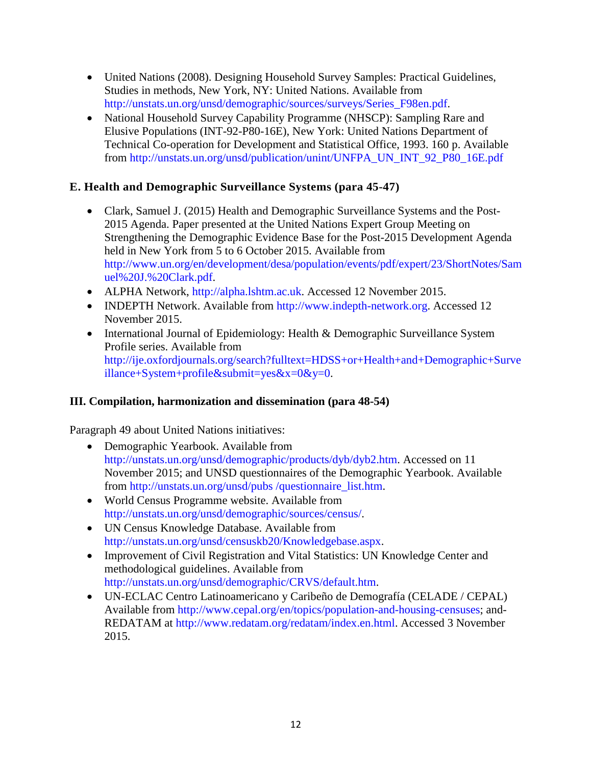- United Nations (2008). Designing Household Survey Samples: Practical Guidelines, Studies in methods, New York, NY: United Nations. Available from http://unstats.un.org/unsd/demographic/sources/surveys/Series_F98en.pdf.
- National Household Survey Capability Programme (NHSCP): Sampling Rare and Elusive Populations (INT-92-P80-16E), New York: United Nations Department of Technical Co-operation for Development and Statistical Office, 1993. 160 p. Available from http://unstats.un.org/unsd/publication/unint/UNFPA_UN_INT_92_P80_16E.pdf

### E. Health and Demographic Surveillance Systems (para 45-47)

- Clark, Samuel J. (2015) Health and Demographic Surveillance Systems and the Post-2015 Agenda. Paper presented at the United Nations Expert Group Meeting on Strengthening the Demographic Evidence Base for the Post-2015 Development Agenda held in New York from 5 to 6 October 2015. Available from http://www.un.org/en/development/desa/population/events/pdf/expert/23/ShortNotes/Samuel%20J.%20Clark.pdf.
- ALPHA Network, http://alpha.lshtm.ac.uk. Accessed 12 November 2015.
- INDEPTH Network. Available from http://www.indepth-network.org. Accessed 12 November 2015.
- International Journal of Epidemiology: Health & Demographic Surveillance System Profile series. Available from http://ije.oxfordjournals.org/search?fulltext=HDSS+or+Health+and+Demographic+Surveillance+System+profile&submit=yes&x=0&y=0.

## III. Compilation, harmonization and dissemination (para 48-54)

Paragraph 49 about United Nations initiatives:

- Demographic Yearbook. Available from http://unstats.un.org/unsd/demographic/products/dyb/dyb2.htm. Accessed on 11 November 2015; and UNSD questionnaires of the Demographic Yearbook. Available from http://unstats.un.org/unsd/pubs /questionnaire_list.htm.
- World Census Programme website. Available from http://unstats.un.org/unsd/demographic/sources/census/.
- UN Census Knowledge Database. Available from http://unstats.un.org/unsd/censuskb20/Knowledgebase.aspx.
- Improvement of Civil Registration and Vital Statistics: UN Knowledge Center and methodological guidelines. Available from http://unstats.un.org/unsd/demographic/CRVS/default.htm.
- UN-ECLAC Centro Latinoamericano y Caribeño de Demografía (CELADE / CEPAL) Available from http://www.cepal.org/en/topics/population-and-housing-censuses; and-REDATAM at http://www.redatam.org/redatam/index.en.html. Accessed 3 November 2015.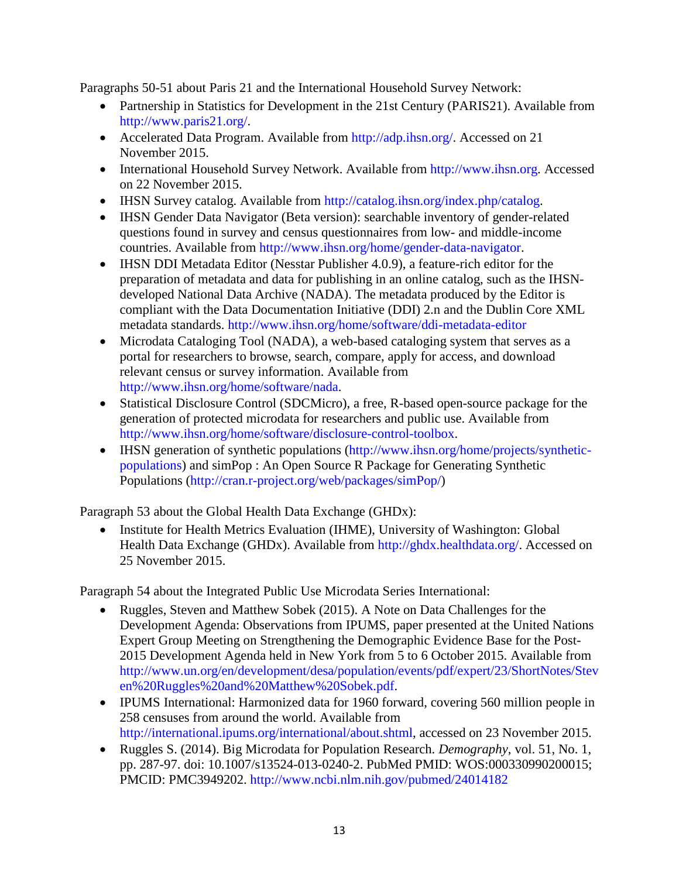Paragraphs 50-51 about Paris 21 and the International Household Survey Network:

- Partnership in Statistics for Development in the 21st Century (PARIS21). Available from http://www.paris21.org/.
- Accelerated Data Program. Available from http://adp.ihsn.org/. Accessed on 21 November 2015.
- International Household Survey Network. Available from http://www.ihsn.org. Accessed on 22 November 2015.
- IHSN Survey catalog. Available from http://catalog.ihsn.org/index.php/catalog.
- IHSN Gender Data Navigator (Beta version): searchable inventory of gender-related questions found in survey and census questionnaires from low- and middle-income countries. Available from http://www.ihsn.org/home/gender-data-navigator.
- IHSN DDI Metadata Editor (Nesstar Publisher 4.0.9), a feature-rich editor for the preparation of metadata and data for publishing in an online catalog, such as the IHSN-developed National Data Archive (NADA). The metadata produced by the Editor is compliant with the Data Documentation Initiative (DDI) 2.n and the Dublin Core XML metadata standards. http://www.ihsn.org/home/software/ddi-metadata-editor
- Microdata Cataloging Tool (NADA), a web-based cataloging system that serves as a portal for researchers to browse, search, compare, apply for access, and download relevant census or survey information. Available from http://www.ihsn.org/home/software/nada.
- Statistical Disclosure Control (SDCMicro), a free, R-based open-source package for the generation of protected microdata for researchers and public use. Available from http://www.ihsn.org/home/software/disclosure-control-toolbox.
- IHSN generation of synthetic populations (http://www.ihsn.org/home/projects/synthetic-populations) and simPop : An Open Source R Package for Generating Synthetic Populations (http://cran.r-project.org/web/packages/simPop/)

Paragraph 53 about the Global Health Data Exchange (GHDx):

- Institute for Health Metrics Evaluation (IHME), University of Washington: Global Health Data Exchange (GHDx). Available from http://ghdx.healthdata.org/. Accessed on 25 November 2015.

Paragraph 54 about the Integrated Public Use Microdata Series International:

- Ruggles, Steven and Matthew Sobek (2015). A Note on Data Challenges for the Development Agenda: Observations from IPUMS, paper presented at the United Nations Expert Group Meeting on Strengthening the Demographic Evidence Base for the Post-2015 Development Agenda held in New York from 5 to 6 October 2015. Available from http://www.un.org/en/development/desa/population/events/pdf/expert/23/ShortNotes/Steven%20Ruggles%20and%20Matthew%20Sobek.pdf.
- IPUMS International: Harmonized data for 1960 forward, covering 560 million people in 258 censuses from around the world. Available from http://international.ipums.org/international/about.shtml, accessed on 23 November 2015.
- Ruggles S. (2014). Big Microdata for Population Research. *Demography*, vol. 51, No. 1, pp. 287-97. doi: 10.1007/s13524-013-0240-2. PubMed PMID: WOS:000330990200015; PMCID: PMC3949202. http://www.ncbi.nlm.nih.gov/pubmed/24014182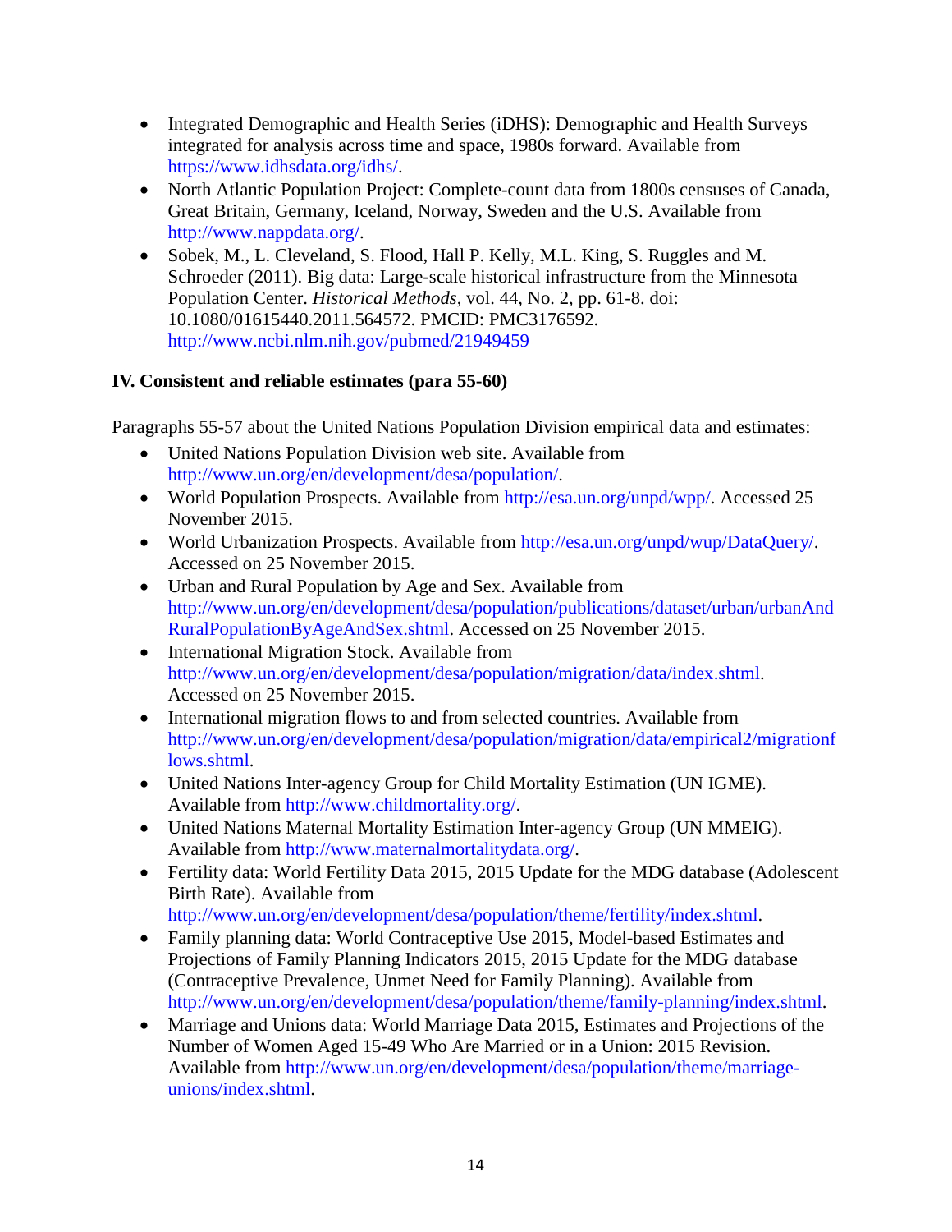- Integrated Demographic and Health Series (iDHS): Demographic and Health Surveys integrated for analysis across time and space, 1980s forward. Available from https://www.idhsdata.org/idhs/.
- North Atlantic Population Project: Complete-count data from 1800s censuses of Canada, Great Britain, Germany, Iceland, Norway, Sweden and the U.S. Available from http://www.nappdata.org/.
- Sobek, M., L. Cleveland, S. Flood, Hall P. Kelly, M.L. King, S. Ruggles and M. Schroeder (2011). Big data: Large-scale historical infrastructure from the Minnesota Population Center. *Historical Methods*, vol. 44, No. 2, pp. 61-8. doi: 10.1080/01615440.2011.564572. PMCID: PMC3176592. http://www.ncbi.nlm.nih.gov/pubmed/21949459

**IV. Consistent and reliable estimates (para 55-60)**

Paragraphs 55-57 about the United Nations Population Division empirical data and estimates:

- United Nations Population Division web site. Available from http://www.un.org/en/development/desa/population/.
- World Population Prospects. Available from http://esa.un.org/unpd/wpp/. Accessed 25 November 2015.
- World Urbanization Prospects. Available from http://esa.un.org/unpd/wup/DataQuery/. Accessed on 25 November 2015.
- Urban and Rural Population by Age and Sex. Available from http://www.un.org/en/development/desa/population/publications/dataset/urban/urbanAndRuralPopulationByAgeAndSex.shtml. Accessed on 25 November 2015.
- International Migration Stock. Available from http://www.un.org/en/development/desa/population/migration/data/index.shtml. Accessed on 25 November 2015.
- International migration flows to and from selected countries. Available from http://www.un.org/en/development/desa/population/migration/data/empirical2/migrationflows.shtml.
- United Nations Inter-agency Group for Child Mortality Estimation (UN IGME). Available from http://www.childmortality.org/.
- United Nations Maternal Mortality Estimation Inter-agency Group (UN MMEIG). Available from http://www.maternalmortalitydata.org/.
- Fertility data: World Fertility Data 2015, 2015 Update for the MDG database (Adolescent Birth Rate). Available from http://www.un.org/en/development/desa/population/theme/fertility/index.shtml.
- Family planning data: World Contraceptive Use 2015, Model-based Estimates and Projections of Family Planning Indicators 2015, 2015 Update for the MDG database (Contraceptive Prevalence, Unmet Need for Family Planning). Available from http://www.un.org/en/development/desa/population/theme/family-planning/index.shtml.
- Marriage and Unions data: World Marriage Data 2015, Estimates and Projections of the Number of Women Aged 15-49 Who Are Married or in a Union: 2015 Revision. Available from http://www.un.org/en/development/desa/population/theme/marriage-unions/index.shtml.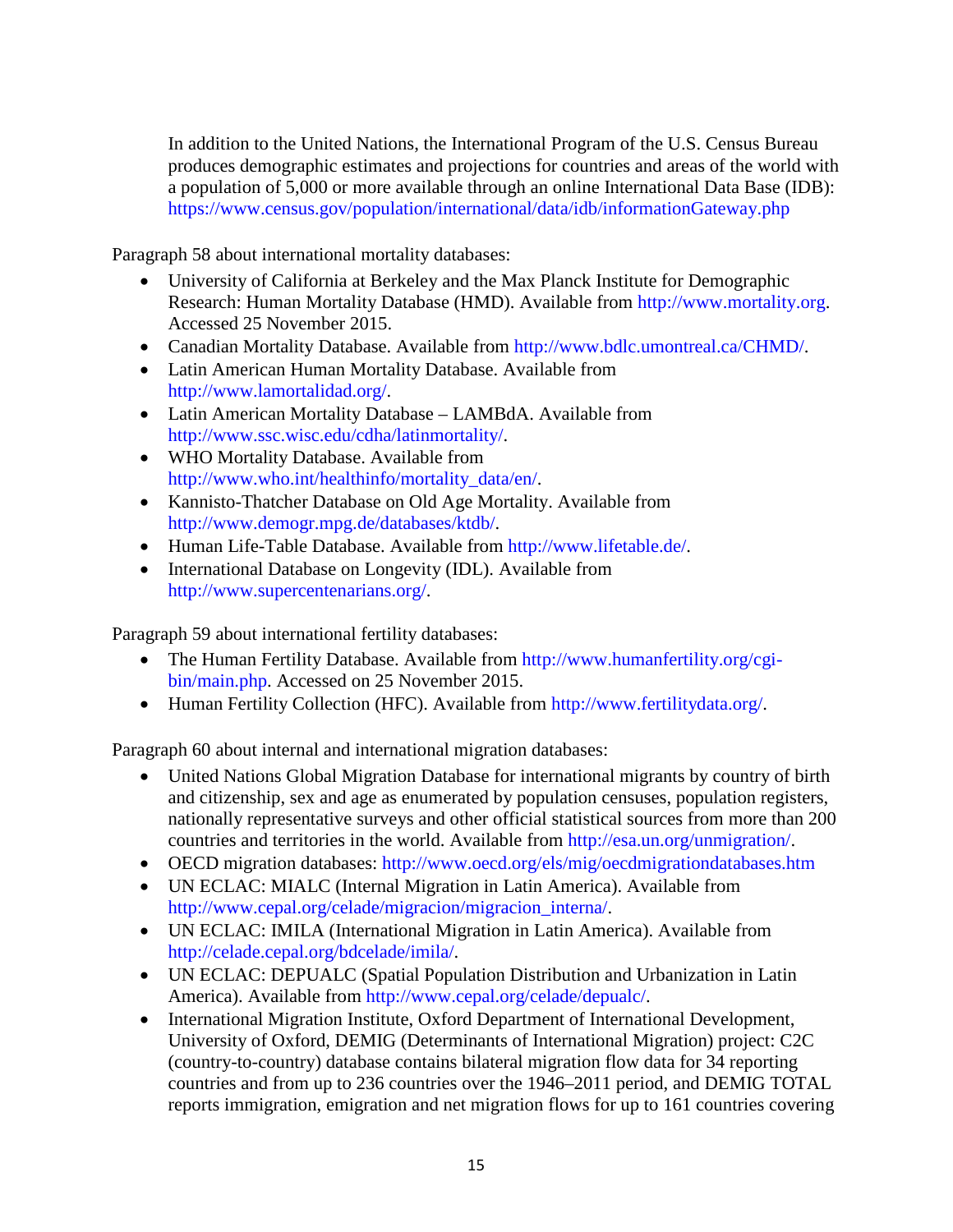In addition to the United Nations, the International Program of the U.S. Census Bureau produces demographic estimates and projections for countries and areas of the world with a population of 5,000 or more available through an online International Data Base (IDB): https://www.census.gov/population/international/data/idb/informationGateway.php

Paragraph 58 about international mortality databases:

- University of California at Berkeley and the Max Planck Institute for Demographic Research: Human Mortality Database (HMD). Available from http://www.mortality.org. Accessed 25 November 2015.
- Canadian Mortality Database. Available from http://www.bdlc.umontreal.ca/CHMD/.
- Latin American Human Mortality Database. Available from http://www.lamortalidad.org/.
- Latin American Mortality Database – LAMBdA. Available from http://www.ssc.wisc.edu/cdha/latinmortality/.
- WHO Mortality Database. Available from http://www.who.int/healthinfo/mortality_data/en/.
- Kannisto-Thatcher Database on Old Age Mortality. Available from http://www.demogr.mpg.de/databases/ktdb/.
- Human Life-Table Database. Available from http://www.lifetable.de/.
- International Database on Longevity (IDL). Available from http://www.supercentenarians.org/.

Paragraph 59 about international fertility databases:

- The Human Fertility Database. Available from http://www.humanfertility.org/cgi-bin/main.php. Accessed on 25 November 2015.
- Human Fertility Collection (HFC). Available from http://www.fertilitydata.org/.

Paragraph 60 about internal and international migration databases:

- United Nations Global Migration Database for international migrants by country of birth and citizenship, sex and age as enumerated by population censuses, population registers, nationally representative surveys and other official statistical sources from more than 200 countries and territories in the world. Available from http://esa.un.org/unmigration/.
- OECD migration databases: http://www.oecd.org/els/mig/oecdmigrationdatabases.htm
- UN ECLAC: MIALC (Internal Migration in Latin America). Available from http://www.cepal.org/celade/migracion/migracion_interna/.
- UN ECLAC: IMILA (International Migration in Latin America). Available from http://celade.cepal.org/bdcelade/imila/.
- UN ECLAC: DEPUALC (Spatial Population Distribution and Urbanization in Latin America). Available from http://www.cepal.org/celade/depualc/.
- International Migration Institute, Oxford Department of International Development, University of Oxford, DEMIG (Determinants of International Migration) project: C2C (country-to-country) database contains bilateral migration flow data for 34 reporting countries and from up to 236 countries over the 1946–2011 period, and DEMIG TOTAL reports immigration, emigration and net migration flows for up to 161 countries covering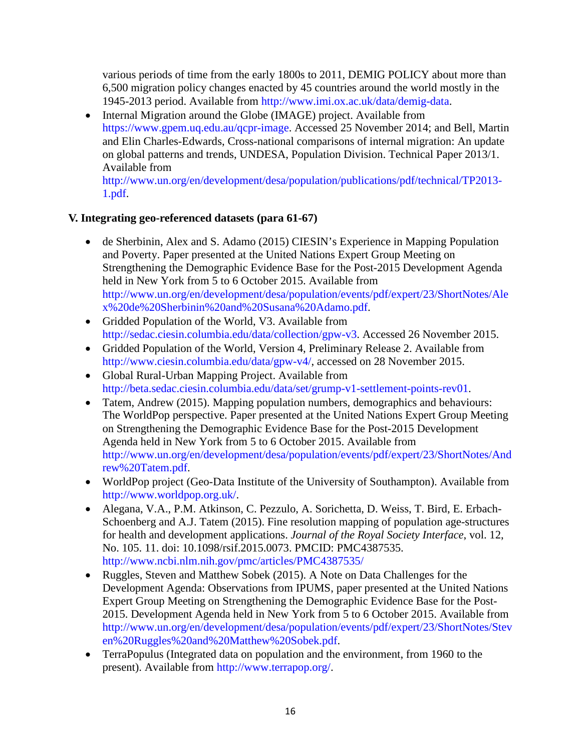various periods of time from the early 1800s to 2011, DEMIG POLICY about more than 6,500 migration policy changes enacted by 45 countries around the world mostly in the 1945-2013 period. Available from http://www.imi.ox.ac.uk/data/demig-data.

- Internal Migration around the Globe (IMAGE) project. Available from https://www.gpem.uq.edu.au/qcpr-image. Accessed 25 November 2014; and Bell, Martin and Elin Charles-Edwards, Cross-national comparisons of internal migration: An update on global patterns and trends, UNDESA, Population Division. Technical Paper 2013/1. Available from http://www.un.org/en/development/desa/population/publications/pdf/technical/TP2013-1.pdf.

## V. Integrating geo-referenced datasets (para 61-67)

- de Sherbinin, Alex and S. Adamo (2015) CIESIN's Experience in Mapping Population and Poverty. Paper presented at the United Nations Expert Group Meeting on Strengthening the Demographic Evidence Base for the Post-2015 Development Agenda held in New York from 5 to 6 October 2015. Available from http://www.un.org/en/development/desa/population/events/pdf/expert/23/ShortNotes/Alex%20de%20Sherbinin%20and%20Susana%20Adamo.pdf.
- Gridded Population of the World, V3. Available from http://sedac.ciesin.columbia.edu/data/collection/gpw-v3. Accessed 26 November 2015.
- Gridded Population of the World, Version 4, Preliminary Release 2. Available from http://www.ciesin.columbia.edu/data/gpw-v4/, accessed on 28 November 2015.
- Global Rural-Urban Mapping Project. Available from http://beta.sedac.ciesin.columbia.edu/data/set/grump-v1-settlement-points-rev01.
- Tatem, Andrew (2015). Mapping population numbers, demographics and behaviours: The WorldPop perspective. Paper presented at the United Nations Expert Group Meeting on Strengthening the Demographic Evidence Base for the Post-2015 Development Agenda held in New York from 5 to 6 October 2015. Available from http://www.un.org/en/development/desa/population/events/pdf/expert/23/ShortNotes/Andrew%20Tatem.pdf.
- WorldPop project (Geo-Data Institute of the University of Southampton). Available from http://www.worldpop.org.uk/.
- Alegana, V.A., P.M. Atkinson, C. Pezzulo, A. Sorichetta, D. Weiss, T. Bird, E. Erbach-Schoenberg and A.J. Tatem (2015). Fine resolution mapping of population age-structures for health and development applications. *Journal of the Royal Society Interface*, vol. 12, No. 105. 11. doi: 10.1098/rsif.2015.0073. PMCID: PMC4387535. http://www.ncbi.nlm.nih.gov/pmc/articles/PMC4387535/
- Ruggles, Steven and Matthew Sobek (2015). A Note on Data Challenges for the Development Agenda: Observations from IPUMS, paper presented at the United Nations Expert Group Meeting on Strengthening the Demographic Evidence Base for the Post-2015. Development Agenda held in New York from 5 to 6 October 2015. Available from http://www.un.org/en/development/desa/population/events/pdf/expert/23/ShortNotes/Steven%20Ruggles%20and%20Matthew%20Sobek.pdf.
- TerraPopulus (Integrated data on population and the environment, from 1960 to the present). Available from http://www.terrapop.org/.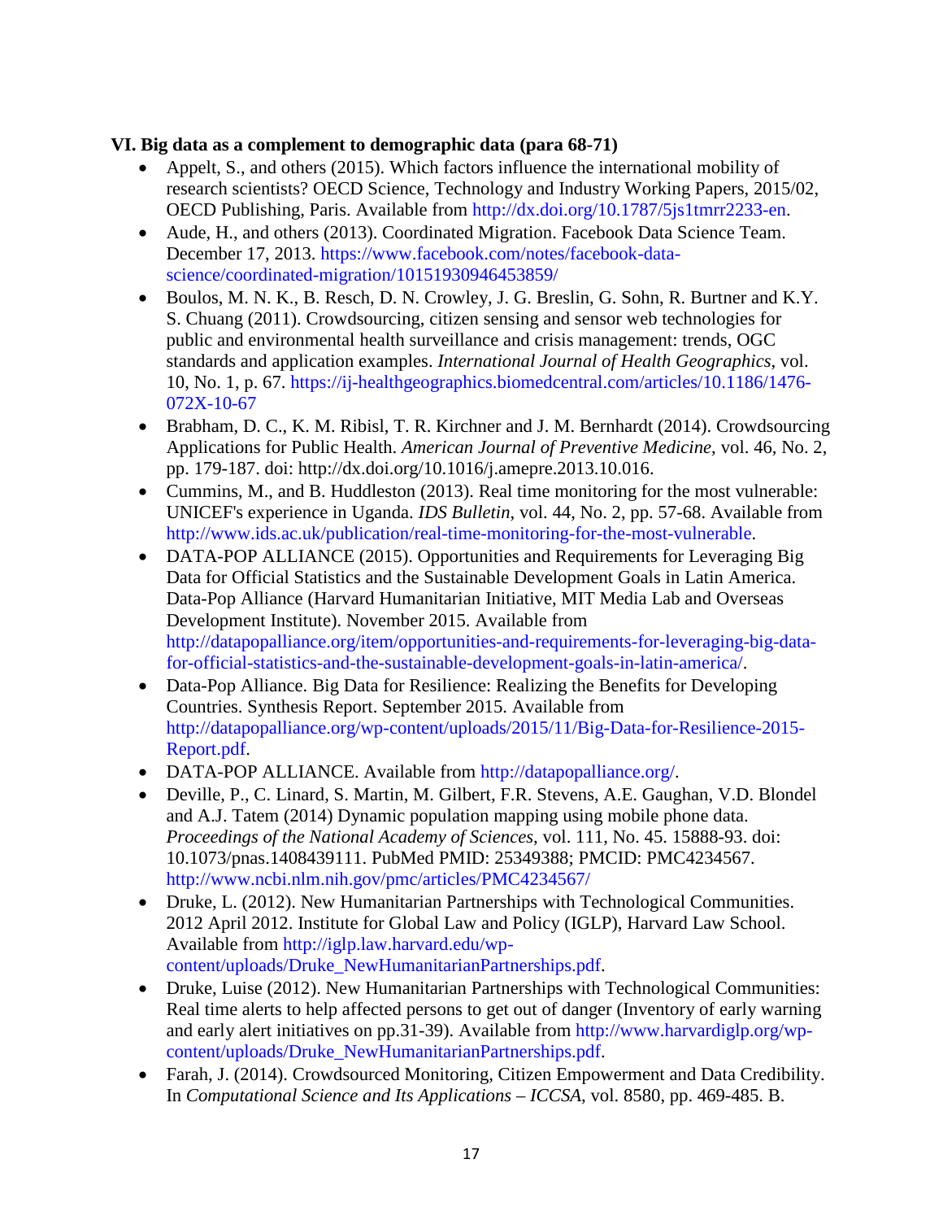**VI. Big data as a complement to demographic data (para 68-71)**

- Appelt, S., and others (2015). Which factors influence the international mobility of research scientists? OECD Science, Technology and Industry Working Papers, 2015/02, OECD Publishing, Paris. Available from http://dx.doi.org/10.1787/5js1tmrr2233-en.
- Aude, H., and others (2013). Coordinated Migration. Facebook Data Science Team. December 17, 2013. https://www.facebook.com/notes/facebook-data-science/coordinated-migration/10151930946453859/
- Boulos, M. N. K., B. Resch, D. N. Crowley, J. G. Breslin, G. Sohn, R. Burtner and K.Y. S. Chuang (2011). Crowdsourcing, citizen sensing and sensor web technologies for public and environmental health surveillance and crisis management: trends, OGC standards and application examples. *International Journal of Health Geographics*, vol. 10, No. 1, p. 67. https://ij-healthgeographics.biomedcentral.com/articles/10.1186/1476-072X-10-67
- Brabham, D. C., K. M. Ribisl, T. R. Kirchner and J. M. Bernhardt (2014). Crowdsourcing Applications for Public Health. *American Journal of Preventive Medicine*, vol. 46, No. 2, pp. 179-187. doi: http://dx.doi.org/10.1016/j.amepre.2013.10.016.
- Cummins, M., and B. Huddleston (2013). Real time monitoring for the most vulnerable: UNICEF's experience in Uganda. *IDS Bulletin*, vol. 44, No. 2, pp. 57-68. Available from http://www.ids.ac.uk/publication/real-time-monitoring-for-the-most-vulnerable.
- DATA-POP ALLIANCE (2015). Opportunities and Requirements for Leveraging Big Data for Official Statistics and the Sustainable Development Goals in Latin America. Data-Pop Alliance (Harvard Humanitarian Initiative, MIT Media Lab and Overseas Development Institute). November 2015. Available from http://datapopalliance.org/item/opportunities-and-requirements-for-leveraging-big-data-for-official-statistics-and-the-sustainable-development-goals-in-latin-america/.
- Data-Pop Alliance. Big Data for Resilience: Realizing the Benefits for Developing Countries. Synthesis Report. September 2015. Available from http://datapopalliance.org/wp-content/uploads/2015/11/Big-Data-for-Resilience-2015-Report.pdf.
- DATA-POP ALLIANCE. Available from http://datapopalliance.org/.
- Deville, P., C. Linard, S. Martin, M. Gilbert, F.R. Stevens, A.E. Gaughan, V.D. Blondel and A.J. Tatem (2014) Dynamic population mapping using mobile phone data. *Proceedings of the National Academy of Sciences*, vol. 111, No. 45. 15888-93. doi: 10.1073/pnas.1408439111. PubMed PMID: 25349388; PMCID: PMC4234567. http://www.ncbi.nlm.nih.gov/pmc/articles/PMC4234567/
- Druke, L. (2012). New Humanitarian Partnerships with Technological Communities. 2012 April 2012. Institute for Global Law and Policy (IGLP), Harvard Law School. Available from http://iglp.law.harvard.edu/wp-content/uploads/Druke_NewHumanitarianPartnerships.pdf.
- Druke, Luise (2012). New Humanitarian Partnerships with Technological Communities: Real time alerts to help affected persons to get out of danger (Inventory of early warning and early alert initiatives on pp.31-39). Available from http://www.harvardiglp.org/wp-content/uploads/Druke_NewHumanitarianPartnerships.pdf.
- Farah, J. (2014). Crowdsourced Monitoring, Citizen Empowerment and Data Credibility. In *Computational Science and Its Applications – ICCSA*, vol. 8580, pp. 469-485. B.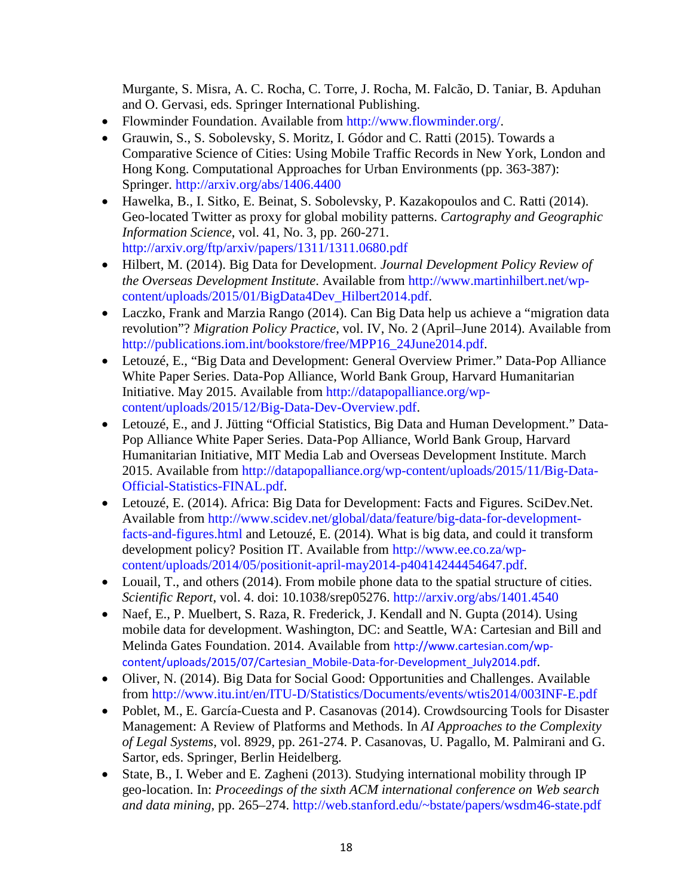Murgante, S. Misra, A. C. Rocha, C. Torre, J. Rocha, M. Falcão, D. Taniar, B. Apduhan and O. Gervasi, eds. Springer International Publishing.

- Flowminder Foundation. Available from http://www.flowminder.org/.
- Grauwin, S., S. Sobolevsky, S. Moritz, I. Gódor and C. Ratti (2015). Towards a Comparative Science of Cities: Using Mobile Traffic Records in New York, London and Hong Kong. Computational Approaches for Urban Environments (pp. 363-387): Springer. http://arxiv.org/abs/1406.4400
- Hawelka, B., I. Sitko, E. Beinat, S. Sobolevsky, P. Kazakopoulos and C. Ratti (2014). Geo-located Twitter as proxy for global mobility patterns. *Cartography and Geographic Information Science*, vol. 41, No. 3, pp. 260-271. http://arxiv.org/ftp/arxiv/papers/1311/1311.0680.pdf
- Hilbert, M. (2014). Big Data for Development. *Journal Development Policy Review of the Overseas Development Institute*. Available from http://www.martinhilbert.net/wp-content/uploads/2015/01/BigData4Dev_Hilbert2014.pdf.
- Laczko, Frank and Marzia Rango (2014). Can Big Data help us achieve a "migration data revolution"? *Migration Policy Practice*, vol. IV, No. 2 (April–June 2014). Available from http://publications.iom.int/bookstore/free/MPP16_24June2014.pdf.
- Letouzé, E., "Big Data and Development: General Overview Primer." Data-Pop Alliance White Paper Series. Data-Pop Alliance, World Bank Group, Harvard Humanitarian Initiative. May 2015. Available from http://datapopalliance.org/wp-content/uploads/2015/12/Big-Data-Dev-Overview.pdf.
- Letouzé, E., and J. Jütting "Official Statistics, Big Data and Human Development." Data-Pop Alliance White Paper Series. Data-Pop Alliance, World Bank Group, Harvard Humanitarian Initiative, MIT Media Lab and Overseas Development Institute. March 2015. Available from http://datapopalliance.org/wp-content/uploads/2015/11/Big-Data-Official-Statistics-FINAL.pdf.
- Letouzé, E. (2014). Africa: Big Data for Development: Facts and Figures. SciDev.Net. Available from http://www.scidev.net/global/data/feature/big-data-for-development-facts-and-figures.html and Letouzé, E. (2014). What is big data, and could it transform development policy? Position IT. Available from http://www.ee.co.za/wp-content/uploads/2014/05/positionit-april-may2014-p40414244454647.pdf.
- Louail, T., and others (2014). From mobile phone data to the spatial structure of cities. *Scientific Report*, vol. 4. doi: 10.1038/srep05276. http://arxiv.org/abs/1401.4540
- Naef, E., P. Muelbert, S. Raza, R. Frederick, J. Kendall and N. Gupta (2014). Using mobile data for development. Washington, DC: and Seattle, WA: Cartesian and Bill and Melinda Gates Foundation. 2014. Available from http://www.cartesian.com/wp-content/uploads/2015/07/Cartesian_Mobile-Data-for-Development_July2014.pdf.
- Oliver, N. (2014). Big Data for Social Good: Opportunities and Challenges. Available from http://www.itu.int/en/ITU-D/Statistics/Documents/events/wtis2014/003INF-E.pdf
- Poblet, M., E. García-Cuesta and P. Casanovas (2014). Crowdsourcing Tools for Disaster Management: A Review of Platforms and Methods. In *AI Approaches to the Complexity of Legal Systems*, vol. 8929, pp. 261-274. P. Casanovas, U. Pagallo, M. Palmirani and G. Sartor, eds. Springer, Berlin Heidelberg.
- State, B., I. Weber and E. Zagheni (2013). Studying international mobility through IP geo-location. In: *Proceedings of the sixth ACM international conference on Web search and data mining*, pp. 265–274. http://web.stanford.edu/~bstate/papers/wsdm46-state.pdf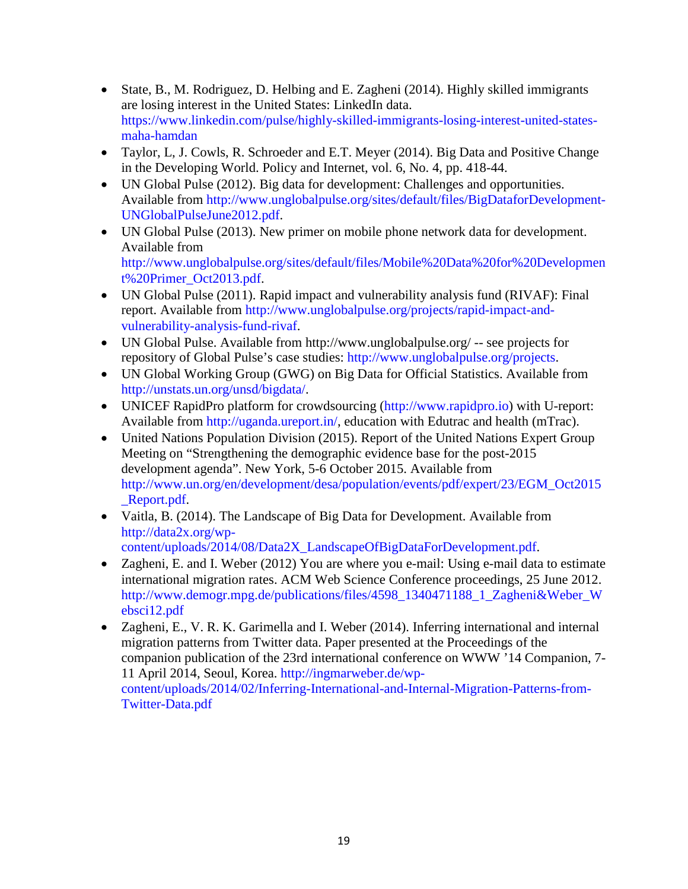- State, B., M. Rodriguez, D. Helbing and E. Zagheni (2014). Highly skilled immigrants are losing interest in the United States: LinkedIn data. https://www.linkedin.com/pulse/highly-skilled-immigrants-losing-interest-united-states-maha-hamdan
- Taylor, L, J. Cowls, R. Schroeder and E.T. Meyer (2014). Big Data and Positive Change in the Developing World. Policy and Internet, vol. 6, No. 4, pp. 418-44.
- UN Global Pulse (2012). Big data for development: Challenges and opportunities. Available from http://www.unglobalpulse.org/sites/default/files/BigDataforDevelopment-UNGlobalPulseJune2012.pdf.
- UN Global Pulse (2013). New primer on mobile phone network data for development. Available from http://www.unglobalpulse.org/sites/default/files/Mobile%20Data%20for%20Development%20Primer_Oct2013.pdf.
- UN Global Pulse (2011). Rapid impact and vulnerability analysis fund (RIVAF): Final report. Available from http://www.unglobalpulse.org/projects/rapid-impact-and-vulnerability-analysis-fund-rivaf.
- UN Global Pulse. Available from http://www.unglobalpulse.org/ -- see projects for repository of Global Pulse's case studies: http://www.unglobalpulse.org/projects.
- UN Global Working Group (GWG) on Big Data for Official Statistics. Available from http://unstats.un.org/unsd/bigdata/.
- UNICEF RapidPro platform for crowdsourcing (http://www.rapidpro.io) with U-report: Available from http://uganda.ureport.in/, education with Edutrac and health (mTrac).
- United Nations Population Division (2015). Report of the United Nations Expert Group Meeting on "Strengthening the demographic evidence base for the post-2015 development agenda". New York, 5-6 October 2015. Available from http://www.un.org/en/development/desa/population/events/pdf/expert/23/EGM_Oct2015_Report.pdf.
- Vaitla, B. (2014). The Landscape of Big Data for Development. Available from http://data2x.org/wp-content/uploads/2014/08/Data2X_LandscapeOfBigDataForDevelopment.pdf.
- Zagheni, E. and I. Weber (2012) You are where you e-mail: Using e-mail data to estimate international migration rates. ACM Web Science Conference proceedings, 25 June 2012. http://www.demogr.mpg.de/publications/files/4598_1340471188_1_Zagheni&Weber_Websci12.pdf
- Zagheni, E., V. R. K. Garimella and I. Weber (2014). Inferring international and internal migration patterns from Twitter data. Paper presented at the Proceedings of the companion publication of the 23rd international conference on WWW '14 Companion, 7-11 April 2014, Seoul, Korea. http://ingmarweber.de/wp-content/uploads/2014/02/Inferring-International-and-Internal-Migration-Patterns-from-Twitter-Data.pdf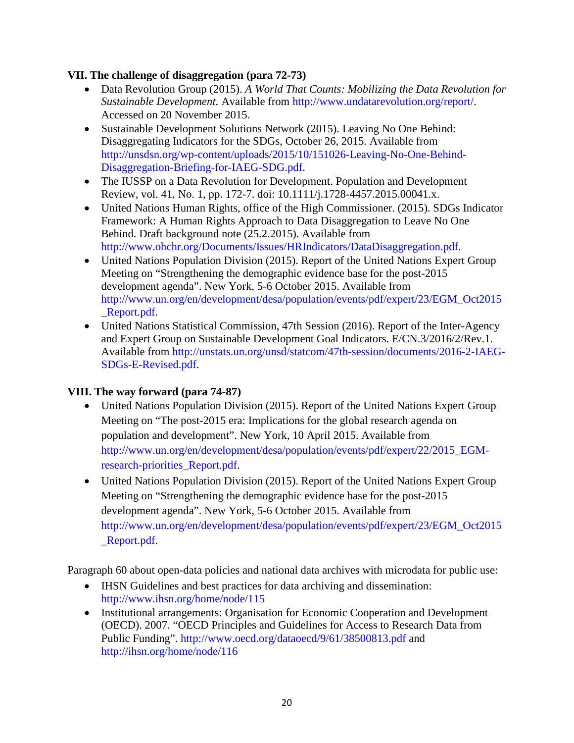### VII. The challenge of disaggregation (para 72-73)

- Data Revolution Group (2015). *A World That Counts: Mobilizing the Data Revolution for Sustainable Development.* Available from http://www.undatarevolution.org/report/. Accessed on 20 November 2015.
- Sustainable Development Solutions Network (2015). Leaving No One Behind: Disaggregating Indicators for the SDGs, October 26, 2015. Available from http://unsdsn.org/wp-content/uploads/2015/10/151026-Leaving-No-One-Behind-Disaggregation-Briefing-for-IAEG-SDG.pdf.
- The IUSSP on a Data Revolution for Development. Population and Development Review, vol. 41, No. 1, pp. 172-7. doi: 10.1111/j.1728-4457.2015.00041.x.
- United Nations Human Rights, office of the High Commissioner. (2015). SDGs Indicator Framework: A Human Rights Approach to Data Disaggregation to Leave No One Behind. Draft background note (25.2.2015). Available from http://www.ohchr.org/Documents/Issues/HRIndicators/DataDisaggregation.pdf.
- United Nations Population Division (2015). Report of the United Nations Expert Group Meeting on "Strengthening the demographic evidence base for the post-2015 development agenda". New York, 5-6 October 2015. Available from http://www.un.org/en/development/desa/population/events/pdf/expert/23/EGM_Oct2015_Report.pdf.
- United Nations Statistical Commission, 47th Session (2016). Report of the Inter-Agency and Expert Group on Sustainable Development Goal Indicators. E/CN.3/2016/2/Rev.1. Available from http://unstats.un.org/unsd/statcom/47th-session/documents/2016-2-IAEG-SDGs-E-Revised.pdf.

### VIII. The way forward (para 74-87)

- United Nations Population Division (2015). Report of the United Nations Expert Group Meeting on "The post-2015 era: Implications for the global research agenda on population and development". New York, 10 April 2015. Available from http://www.un.org/en/development/desa/population/events/pdf/expert/22/2015_EGM-research-priorities_Report.pdf.
- United Nations Population Division (2015). Report of the United Nations Expert Group Meeting on "Strengthening the demographic evidence base for the post-2015 development agenda". New York, 5-6 October 2015. Available from http://www.un.org/en/development/desa/population/events/pdf/expert/23/EGM_Oct2015_Report.pdf.

Paragraph 60 about open-data policies and national data archives with microdata for public use:

- IHSN Guidelines and best practices for data archiving and dissemination: http://www.ihsn.org/home/node/115
- Institutional arrangements: Organisation for Economic Cooperation and Development (OECD). 2007. "OECD Principles and Guidelines for Access to Research Data from Public Funding". http://www.oecd.org/dataoecd/9/61/38500813.pdf and http://ihsn.org/home/node/116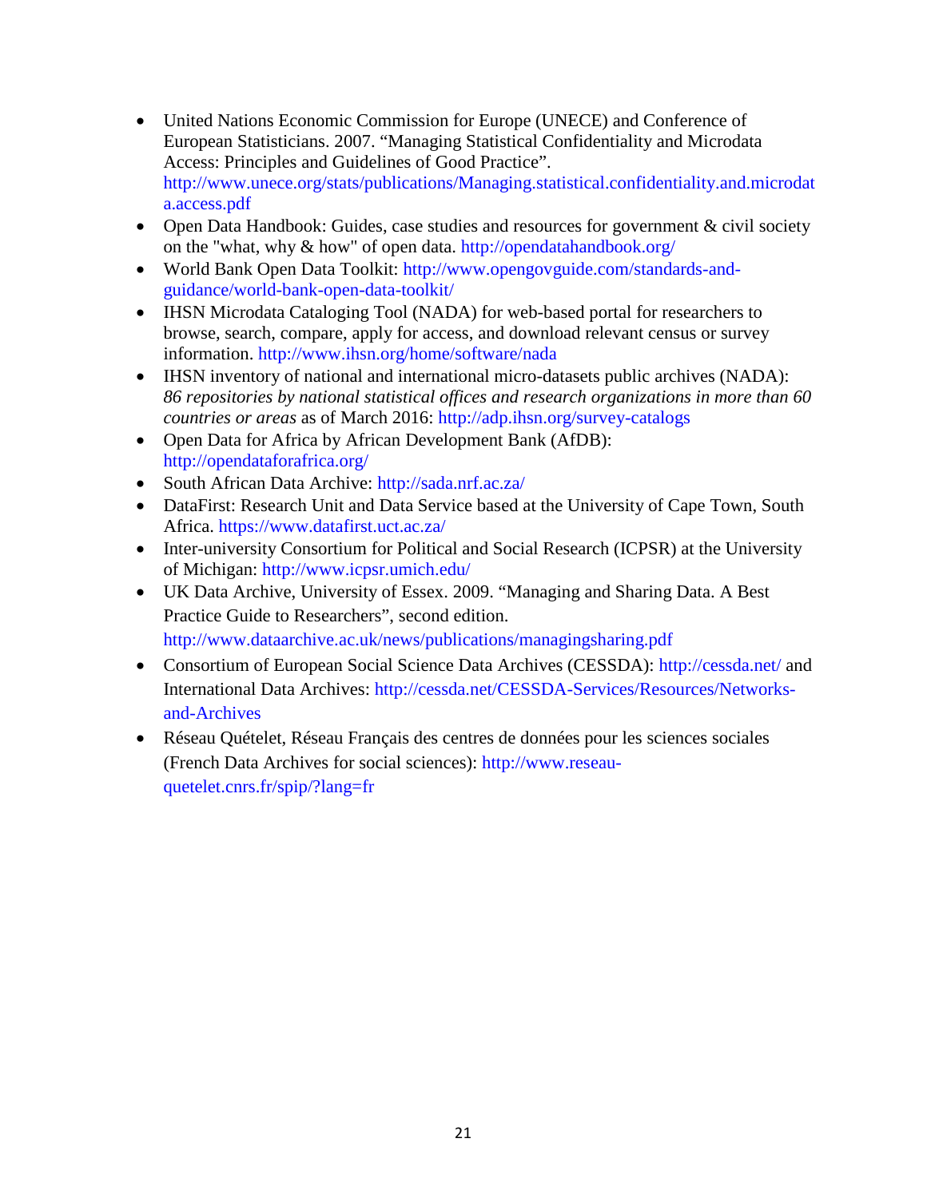- United Nations Economic Commission for Europe (UNECE) and Conference of European Statisticians. 2007. "Managing Statistical Confidentiality and Microdata Access: Principles and Guidelines of Good Practice". http://www.unece.org/stats/publications/Managing.statistical.confidentiality.and.microdata.access.pdf
- Open Data Handbook: Guides, case studies and resources for government & civil society on the "what, why & how" of open data. http://opendatahandbook.org/
- World Bank Open Data Toolkit: http://www.opengovguide.com/standards-and-guidance/world-bank-open-data-toolkit/
- IHSN Microdata Cataloging Tool (NADA) for web-based portal for researchers to browse, search, compare, apply for access, and download relevant census or survey information. http://www.ihsn.org/home/software/nada
- IHSN inventory of national and international micro-datasets public archives (NADA): *86 repositories by national statistical offices and research organizations in more than 60 countries or areas* as of March 2016: http://adp.ihsn.org/survey-catalogs
- Open Data for Africa by African Development Bank (AfDB): http://opendataforafrica.org/
- South African Data Archive: http://sada.nrf.ac.za/
- DataFirst: Research Unit and Data Service based at the University of Cape Town, South Africa. https://www.datafirst.uct.ac.za/
- Inter-university Consortium for Political and Social Research (ICPSR) at the University of Michigan: http://www.icpsr.umich.edu/
- UK Data Archive, University of Essex. 2009. "Managing and Sharing Data. A Best Practice Guide to Researchers", second edition. http://www.dataarchive.ac.uk/news/publications/managingsharing.pdf
- Consortium of European Social Science Data Archives (CESSDA): http://cessda.net/ and International Data Archives: http://cessda.net/CESSDA-Services/Resources/Networks-and-Archives
- Réseau Quételet, Réseau Français des centres de données pour les sciences sociales (French Data Archives for social sciences): http://www.reseau-quetelet.cnrs.fr/spip/?lang=fr